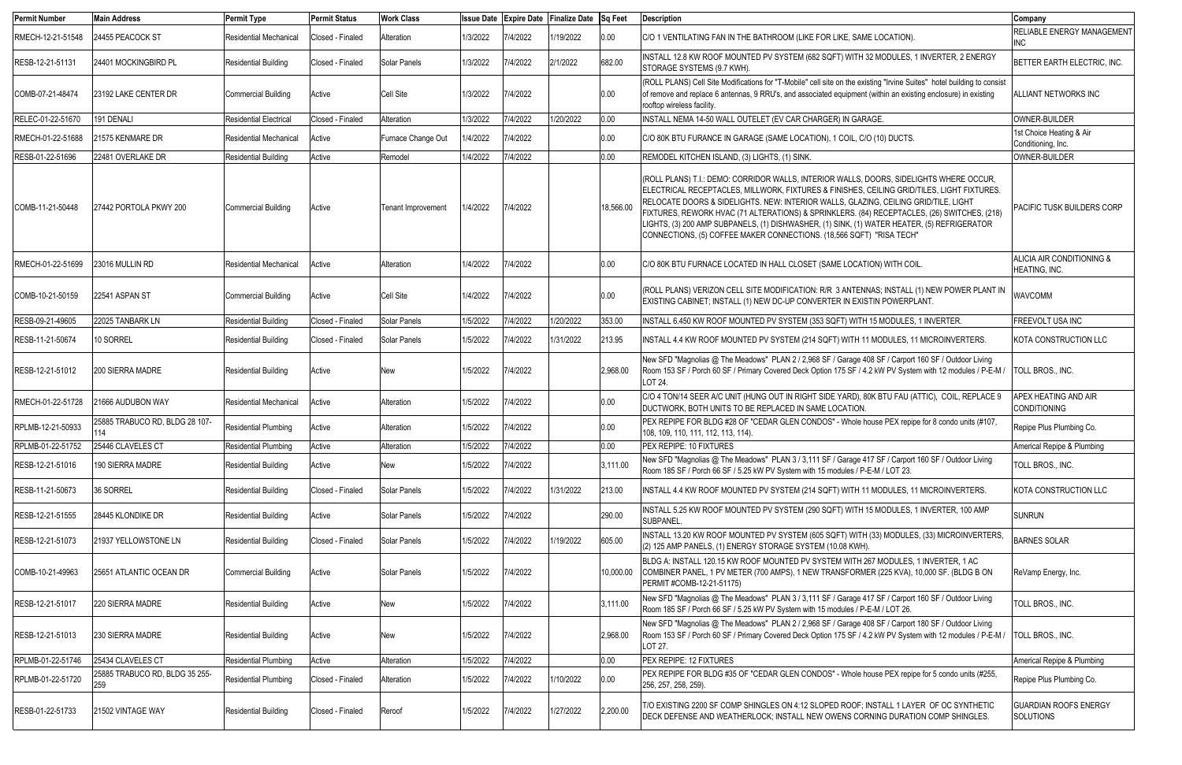| Permit Number | Main Address | Permit Type | Permit Status | Work Class | Issue Date | Expire Date | Finalize Date | Sq Feet | Description | Company |
|---|---|---|---|---|---|---|---|---|---|---|
| RMECH-12-21-51548 | 24455 PEACOCK ST | Residential Mechanical | Closed - Finaled | Alteration | 1/3/2022 | 7/4/2022 | 1/19/2022 | 0.00 | C/O 1 VENTILATING FAN IN THE BATHROOM (LIKE FOR LIKE, SAME LOCATION). | RELIABLE ENERGY MANAGEMENT INC |
| RESB-12-21-51131 | 24401 MOCKINGBIRD PL | Residential Building | Closed - Finaled | Solar Panels | 1/3/2022 | 7/4/2022 | 2/1/2022 | 682.00 | INSTALL 12.8 KW ROOF MOUNTED PV SYSTEM (682 SQFT) WITH 32 MODULES, 1 INVERTER, 2 ENERGY STORAGE SYSTEMS (9.7 KWH). | BETTER EARTH ELECTRIC, INC. |
| COMB-07-21-48474 | 23192 LAKE CENTER DR | Commercial Building | Active | Cell Site | 1/3/2022 | 7/4/2022 | | 0.00 | (ROLL PLANS) Cell Site Modifications for "T-Mobile" cell site on the existing "Irvine Suites" hotel building to consist of remove and replace 6 antennas, 9 RRU's, and associated equipment (within an existing enclosure) in existing rooftop wireless facility. | ALLIANT NETWORKS INC |
| RELEC-01-22-51670 | 191 DENALI | Residential Electrical | Closed - Finaled | Alteration | 1/3/2022 | 7/4/2022 | 1/20/2022 | 0.00 | INSTALL NEMA 14-50 WALL OUTELET (EV CAR CHARGER) IN GARAGE. | OWNER-BUILDER |
| RMECH-01-22-51688 | 21575 KENMARE DR | Residential Mechanical | Active | Furnace Change Out | 1/4/2022 | 7/4/2022 | | 0.00 | C/O 80K BTU FURANCE IN GARAGE (SAME LOCATION), 1 COIL, C/O (10) DUCTS. | 1st Choice Heating & Air Conditioning, Inc. |
| RESB-01-22-51696 | 22481 OVERLAKE DR | Residential Building | Active | Remodel | 1/4/2022 | 7/4/2022 | | 0.00 | REMODEL KITCHEN ISLAND, (3) LIGHTS, (1) SINK. | OWNER-BUILDER |
| COMB-11-21-50448 | 27442 PORTOLA PKWY 200 | Commercial Building | Active | Tenant Improvement | 1/4/2022 | 7/4/2022 | | 18,566.00 | (ROLL PLANS) T.I.: DEMO: CORRIDOR WALLS, INTERIOR WALLS, DOORS, SIDELIGHTS WHERE OCCUR, ELECTRICAL RECEPTACLES, MILLWORK, FIXTURES & FINISHES, CEILING GRID/TILES, LIGHT FIXTURES. RELOCATE DOORS & SIDELIGHTS. NEW: INTERIOR WALLS, GLAZING, CEILING GRID/TILE, LIGHT FIXTURES, REWORK HVAC (71 ALTERATIONS) & SPRINKLERS. (84) RECEPTACLES, (26) SWITCHES, (218) LIGHTS, (3) 200 AMP SUBPANELS, (1) DISHWASHER, (1) SINK, (1) WATER HEATER, (5) REFRIGERATOR CONNECTIONS, (5) COFFEE MAKER CONNECTIONS. (18,566 SQFT) "RISA TECH" | PACIFIC TUSK BUILDERS CORP |
| RMECH-01-22-51699 | 23016 MULLIN RD | Residential Mechanical | Active | Alteration | 1/4/2022 | 7/4/2022 | | 0.00 | C/O 80K BTU FURNACE LOCATED IN HALL CLOSET (SAME LOCATION) WITH COIL. | ALICIA AIR CONDITIONING & HEATING, INC. |
| COMB-10-21-50159 | 22541 ASPAN ST | Commercial Building | Active | Cell Site | 1/4/2022 | 7/4/2022 | | 0.00 | (ROLL PLANS) VERIZON CELL SITE MODIFICATION: R/R 3 ANTENNAS; INSTALL (1) NEW POWER PLANT IN EXISTING CABINET; INSTALL (1) NEW DC-UP CONVERTER IN EXISTIN POWERPLANT. | WAVCOMM |
| RESB-09-21-49605 | 22025 TANBARK LN | Residential Building | Closed - Finaled | Solar Panels | 1/5/2022 | 7/4/2022 | 1/20/2022 | 353.00 | INSTALL 6.450 KW ROOF MOUNTED PV SYSTEM (353 SQFT) WITH 15 MODULES, 1 INVERTER. | FREEVOLT USA INC |
| RESB-11-21-50674 | 10 SORREL | Residential Building | Closed - Finaled | Solar Panels | 1/5/2022 | 7/4/2022 | 1/31/2022 | 213.95 | INSTALL 4.4 KW ROOF MOUNTED PV SYSTEM (214 SQFT) WITH 11 MODULES, 11 MICROINVERTERS. | KOTA CONSTRUCTION LLC |
| RESB-12-21-51012 | 200 SIERRA MADRE | Residential Building | Active | New | 1/5/2022 | 7/4/2022 | | 2,968.00 | New SFD "Magnolias @ The Meadows" PLAN 2 / 2,968 SF / Garage 408 SF / Carport 160 SF / Outdoor Living Room 153 SF / Porch 60 SF / Primary Covered Deck Option 175 SF / 4.2 kW PV System with 12 modules / P-E-M / LOT 24. | TOLL BROS., INC. |
| RMECH-01-22-51728 | 21666 AUDUBON WAY | Residential Mechanical | Active | Alteration | 1/5/2022 | 7/4/2022 | | 0.00 | C/O 4 TON/14 SEER A/C UNIT (HUNG OUT IN RIGHT SIDE YARD), 80K BTU FAU (ATTIC), COIL, REPLACE 9 DUCTWORK, BOTH UNITS TO BE REPLACED IN SAME LOCATION. | APEX HEATING AND AIR CONDITIONING |
| RPLMB-12-21-50933 | 25885 TRABUCO RD, BLDG 28 107-114 | Residential Plumbing | Active | Alteration | 1/5/2022 | 7/4/2022 | | 0.00 | PEX REPIPE FOR BLDG #28 OF "CEDAR GLEN CONDOS" - Whole house PEX repipe for 8 condo units (#107, 108, 109, 110, 111, 112, 113, 114). | Repipe Plus Plumbing Co. |
| RPLMB-01-22-51752 | 25446 CLAVELES CT | Residential Plumbing | Active | Alteration | 1/5/2022 | 7/4/2022 | | 0.00 | PEX REPIPE: 10 FIXTURES | Americal Repipe & Plumbing |
| RESB-12-21-51016 | 190 SIERRA MADRE | Residential Building | Active | New | 1/5/2022 | 7/4/2022 | | 3,111.00 | New SFD "Magnolias @ The Meadows" PLAN 3 / 3,111 SF / Garage 417 SF / Carport 160 SF / Outdoor Living Room 185 SF / Porch 66 SF / 5.25 kW PV System with 15 modules / P-E-M / LOT 23. | TOLL BROS., INC. |
| RESB-11-21-50673 | 36 SORREL | Residential Building | Closed - Finaled | Solar Panels | 1/5/2022 | 7/4/2022 | 1/31/2022 | 213.00 | INSTALL 4.4 KW ROOF MOUNTED PV SYSTEM (214 SQFT) WITH 11 MODULES, 11 MICROINVERTERS. | KOTA CONSTRUCTION LLC |
| RESB-12-21-51555 | 28445 KLONDIKE DR | Residential Building | Active | Solar Panels | 1/5/2022 | 7/4/2022 | | 290.00 | INSTALL 5.25 KW ROOF MOUNTED PV SYSTEM (290 SQFT) WITH 15 MODULES, 1 INVERTER, 100 AMP SUBPANEL. | SUNRUN |
| RESB-12-21-51073 | 21937 YELLOWSTONE LN | Residential Building | Closed - Finaled | Solar Panels | 1/5/2022 | 7/4/2022 | 1/19/2022 | 605.00 | INSTALL 13.20 KW ROOF MOUNTED PV SYSTEM (605 SQFT) WITH (33) MODULES, (33) MICROINVERTERS, (2) 125 AMP PANELS, (1) ENERGY STORAGE SYSTEM (10.08 KWH). | BARNES SOLAR |
| COMB-10-21-49963 | 25651 ATLANTIC OCEAN DR | Commercial Building | Active | Solar Panels | 1/5/2022 | 7/4/2022 | | 10,000.00 | BLDG A: INSTALL 120.15 KW ROOF MOUNTED PV SYSTEM WITH 267 MODULES, 1 INVERTER, 1 AC COMBINER PANEL, 1 PV METER (700 AMPS), 1 NEW TRANSFORMER (225 KVA), 10,000 SF. (BLDG B ON PERMIT #COMB-12-21-51175) | ReVamp Energy, Inc. |
| RESB-12-21-51017 | 220 SIERRA MADRE | Residential Building | Active | New | 1/5/2022 | 7/4/2022 | | 3,111.00 | New SFD "Magnolias @ The Meadows" PLAN 3 / 3,111 SF / Garage 417 SF / Carport 160 SF / Outdoor Living Room 185 SF / Porch 66 SF / 5.25 kW PV System with 15 modules / P-E-M / LOT 26. | TOLL BROS., INC. |
| RESB-12-21-51013 | 230 SIERRA MADRE | Residential Building | Active | New | 1/5/2022 | 7/4/2022 | | 2,968.00 | New SFD "Magnolias @ The Meadows" PLAN 2 / 2,968 SF / Garage 408 SF / Carport 180 SF / Outdoor Living Room 153 SF / Porch 60 SF / Primary Covered Deck Option 175 SF / 4.2 kW PV System with 12 modules / P-E-M / LOT 27. | TOLL BROS., INC. |
| RPLMB-01-22-51746 | 25434 CLAVELES CT | Residential Plumbing | Active | Alteration | 1/5/2022 | 7/4/2022 | | 0.00 | PEX REPIPE: 12 FIXTURES | Americal Repipe & Plumbing |
| RPLMB-01-22-51720 | 25885 TRABUCO RD, BLDG 35 255-259 | Residential Plumbing | Closed - Finaled | Alteration | 1/5/2022 | 7/4/2022 | 1/10/2022 | 0.00 | PEX REPIPE FOR BLDG #35 OF "CEDAR GLEN CONDOS" - Whole house PEX repipe for 5 condo units (#255, 256, 257, 258, 259). | Repipe Plus Plumbing Co. |
| RESB-01-22-51733 | 21502 VINTAGE WAY | Residential Building | Closed - Finaled | Reroof | 1/5/2022 | 7/4/2022 | 1/27/2022 | 2,200.00 | T/O EXISTING 2200 SF COMP SHINGLES ON 4:12 SLOPED ROOF; INSTALL 1 LAYER OF OC SYNTHETIC DECK DEFENSE AND WEATHERLOCK; INSTALL NEW OWENS CORNING DURATION COMP SHINGLES. | GUARDIAN ROOFS ENERGY SOLUTIONS |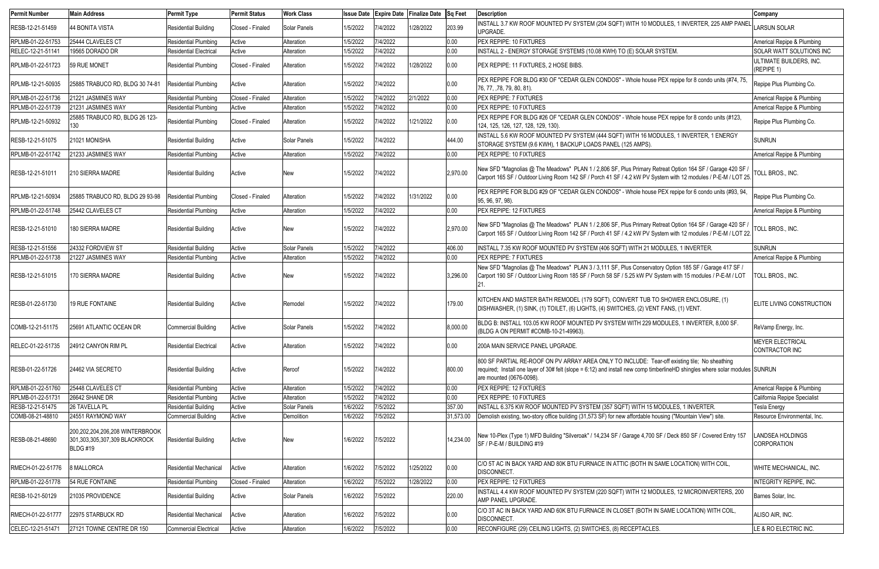| Permit Number | Main Address | Permit Type | Permit Status | Work Class | Issue Date | Expire Date | Finalize Date | Sq Feet | Description | Company |
|---|---|---|---|---|---|---|---|---|---|---|
| RESB-12-21-51459 | 44 BONITA VISTA | Residential Building | Closed - Finaled | Solar Panels | 1/5/2022 | 7/4/2022 | 1/28/2022 | 203.99 | INSTALL 3.7 KW ROOF MOUNTED PV SYSTEM (204 SQFT) WITH 10 MODULES, 1 INVERTER, 225 AMP PANEL UPGRADE. | LARSUN SOLAR |
| RPLMB-01-22-51753 | 25444 CLAVELES CT | Residential Plumbing | Active | Alteration | 1/5/2022 | 7/4/2022 | | 0.00 | PEX REPIPE: 10 FIXTURES | Americal Repipe & Plumbing |
| RELEC-12-21-51141 | 19565 DORADO DR | Residential Electrical | Active | Alteration | 1/5/2022 | 7/4/2022 | | 0.00 | INSTALL 2 - ENERGY STORAGE SYSTEMS (10.08 KWH) TO (E) SOLAR SYSTEM. | SOLAR WATT SOLUTIONS INC |
| RPLMB-01-22-51723 | 59 RUE MONET | Residential Plumbing | Closed - Finaled | Alteration | 1/5/2022 | 7/4/2022 | 1/28/2022 | 0.00 | PEX REPIPE: 11 FIXTURES, 2 HOSE BIBS. | ULTIMATE BUILDERS, INC. (REPIPE 1) |
| RPLMB-12-21-50935 | 25885 TRABUCO RD, BLDG 30 74-81 | Residential Plumbing | Active | Alteration | 1/5/2022 | 7/4/2022 | | 0.00 | PEX REPIPE FOR BLDG #30 OF "CEDAR GLEN CONDOS" - Whole house PEX repipe for 8 condo units (#74, 75, 76, 77, ,78, 79, 80, 81). | Repipe Plus Plumbing Co. |
| RPLMB-01-22-51736 | 21221 JASMINES WAY | Residential Plumbing | Closed - Finaled | Alteration | 1/5/2022 | 7/4/2022 | 2/1/2022 | 0.00 | PEX REPIPE: 7 FIXTURES | Americal Repipe & Plumbing |
| RPLMB-01-22-51739 | 21231 JASMINES WAY | Residential Plumbing | Active | Alteration | 1/5/2022 | 7/4/2022 | | 0.00 | PEX REPIPE: 10 FIXTURES | Americal Repipe & Plumbing |
| RPLMB-12-21-50932 | 25885 TRABUCO RD, BLDG 26 123-130 | Residential Plumbing | Closed - Finaled | Alteration | 1/5/2022 | 7/4/2022 | 1/21/2022 | 0.00 | PEX REPIPE FOR BLDG #26 OF "CEDAR GLEN CONDOS" - Whole house PEX repipe for 8 condo units (#123, 124, 125, 126, 127, 128, 129, 130). | Repipe Plus Plumbing Co. |
| RESB-12-21-51075 | 21021 MONISHA | Residential Building | Active | Solar Panels | 1/5/2022 | 7/4/2022 | | 444.00 | INSTALL 5.6 KW ROOF MOUNTED PV SYSTEM (444 SQFT) WITH 16 MODULES, 1 INVERTER, 1 ENERGY STORAGE SYSTEM (9.6 KWH), 1 BACKUP LOADS PANEL (125 AMPS). | SUNRUN |
| RPLMB-01-22-51742 | 21233 JASMINES WAY | Residential Plumbing | Active | Alteration | 1/5/2022 | 7/4/2022 | | 0.00 | PEX REPIPE: 10 FIXTURES | Americal Repipe & Plumbing |
| RESB-12-21-51011 | 210 SIERRA MADRE | Residential Building | Active | New | 1/5/2022 | 7/4/2022 | | 2,970.00 | New SFD "Magnolias @ The Meadows" PLAN 1 / 2,806 SF, Plus Primary Retreat Option 164 SF / Garage 420 SF / Carport 165 SF / Outdoor Living Room 142 SF / Porch 41 SF / 4.2 kW PV System with 12 modules / P-E-M / LOT 25. | TOLL BROS., INC. |
| RPLMB-12-21-50934 | 25885 TRABUCO RD, BLDG 29 93-98 | Residential Plumbing | Closed - Finaled | Alteration | 1/5/2022 | 7/4/2022 | 1/31/2022 | 0.00 | PEX REPIPE FOR BLDG #29 OF "CEDAR GLEN CONDOS" - Whole house PEX repipe for 6 condo units (#93, 94, 95, 96, 97, 98). | Repipe Plus Plumbing Co. |
| RPLMB-01-22-51748 | 25442 CLAVELES CT | Residential Plumbing | Active | Alteration | 1/5/2022 | 7/4/2022 | | 0.00 | PEX REPIPE: 12 FIXTURES | Americal Repipe & Plumbing |
| RESB-12-21-51010 | 180 SIERRA MADRE | Residential Building | Active | New | 1/5/2022 | 7/4/2022 | | 2,970.00 | New SFD "Magnolias @ The Meadows" PLAN 1 / 2,806 SF, Plus Primary Retreat Option 164 SF / Garage 420 SF / Carport 165 SF / Outdoor Living Room 142 SF / Porch 41 SF / 4.2 kW PV System with 12 modules / P-E-M / LOT 22. | TOLL BROS., INC. |
| RESB-12-21-51556 | 24332 FORDVIEW ST | Residential Building | Active | Solar Panels | 1/5/2022 | 7/4/2022 | | 406.00 | INSTALL 7.35 KW ROOF MOUNTED PV SYSTEM (406 SQFT) WITH 21 MODULES, 1 INVERTER. | SUNRUN |
| RPLMB-01-22-51738 | 21227 JASMINES WAY | Residential Plumbing | Active | Alteration | 1/5/2022 | 7/4/2022 | | 0.00 | PEX REPIPE: 7 FIXTURES | Americal Repipe & Plumbing |
| RESB-12-21-51015 | 170 SIERRA MADRE | Residential Building | Active | New | 1/5/2022 | 7/4/2022 | | 3,296.00 | New SFD "Magnolias @ The Meadows" PLAN 3 / 3,111 SF, Plus Conservatory Option 185 SF / Garage 417 SF / Carport 190 SF / Outdoor Living Room 185 SF / Porch 58 SF / 5.25 kW PV System with 15 modules / P-E-M / LOT 21. | TOLL BROS., INC. |
| RESB-01-22-51730 | 19 RUE FONTAINE | Residential Building | Active | Remodel | 1/5/2022 | 7/4/2022 | | 179.00 | KITCHEN AND MASTER BATH REMODEL (179 SQFT), CONVERT TUB TO SHOWER ENCLOSURE, (1) DISHWASHER, (1) SINK, (1) TOILET, (6) LIGHTS, (4) SWITCHES, (2) VENT FANS, (1) VENT. | ELITE LIVING CONSTRUCTION |
| COMB-12-21-51175 | 25691 ATLANTIC OCEAN DR | Commercial Building | Active | Solar Panels | 1/5/2022 | 7/4/2022 | | 8,000.00 | BLDG B: INSTALL 103.05 KW ROOF MOUNTED PV SYSTEM WITH 229 MODULES, 1 INVERTER, 8,000 SF. (BLDG A ON PERMIT #COMB-10-21-49963). | ReVamp Energy, Inc. |
| RELEC-01-22-51735 | 24912 CANYON RIM PL | Residential Electrical | Active | Alteration | 1/5/2022 | 7/4/2022 | | 0.00 | 200A MAIN SERVICE PANEL UPGRADE. | MEYER ELECTRICAL CONTRACTOR INC |
| RESB-01-22-51726 | 24462 VIA SECRETO | Residential Building | Active | Reroof | 1/5/2022 | 7/4/2022 | | 800.00 | 800 SF PARTIAL RE-ROOF ON PV ARRAY AREA ONLY TO INCLUDE: Tear-off existing tile; No sheathing required; Install one layer of 30# felt (slope = 6:12) and install new comp timberlineHD shingles where solar modules are mounted (0676-0098). | SUNRUN |
| RPLMB-01-22-51760 | 25448 CLAVELES CT | Residential Plumbing | Active | Alteration | 1/5/2022 | 7/4/2022 | | 0.00 | PEX REPIPE: 12 FIXTURES | Americal Repipe & Plumbing |
| RPLMB-01-22-51731 | 26642 SHANE DR | Residential Plumbing | Active | Alteration | 1/5/2022 | 7/4/2022 | | 0.00 | PEX REPIPE: 10 FIXTURES | California Repipe Specialist |
| RESB-12-21-51475 | 26 TAVELLA PL | Residential Building | Active | Solar Panels | 1/6/2022 | 7/5/2022 | | 357.00 | INSTALL 6.375 KW ROOF MOUNTED PV SYSTEM (357 SQFT) WITH 15 MODULES, 1 INVERTER. | Tesla Energy |
| COMB-08-21-48810 | 24551 RAYMOND WAY | Commercial Building | Active | Demolition | 1/6/2022 | 7/5/2022 | | 31,573.00 | Demolish existing, two-story office building (31,573 SF) for new affordable housing ("Mountain View") site. | Resource Environmental, Inc. |
| RESB-08-21-48690 | 200,202,204,206,208 WINTERBROOK 301,303,305,307,309 BLACKROCK BLDG #19 | Residential Building | Active | New | 1/6/2022 | 7/5/2022 | | 14,234.00 | New 10-Plex (Type 1) MFD Building "Silveroak" / 14,234 SF / Garage 4,700 SF / Deck 850 SF / Covered Entry 157 SF / P-E-M / BUILDING #19 | LANDSEA HOLDINGS CORPORATION |
| RMECH-01-22-51776 | 8 MALLORCA | Residential Mechanical | Active | Alteration | 1/6/2022 | 7/5/2022 | 1/25/2022 | 0.00 | C/O 5T AC IN BACK YARD AND 80K BTU FURNACE IN ATTIC (BOTH IN SAME LOCATION) WITH COIL, DISCONNECT. | WHITE MECHANICAL, INC. |
| RPLMB-01-22-51778 | 54 RUE FONTAINE | Residential Plumbing | Closed - Finaled | Alteration | 1/6/2022 | 7/5/2022 | 1/28/2022 | 0.00 | PEX REPIPE: 12 FIXTURES | INTEGRITY REPIPE, INC. |
| RESB-10-21-50129 | 21035 PROVIDENCE | Residential Building | Active | Solar Panels | 1/6/2022 | 7/5/2022 | | 220.00 | INSTALL 4.4 KW ROOF MOUNTED PV SYSTEM (220 SQFT) WITH 12 MODULES, 12 MICROINVERTERS, 200 AMP PANEL UPGRADE. | Barnes Solar, Inc. |
| RMECH-01-22-51777 | 22975 STARBUCK RD | Residential Mechanical | Active | Alteration | 1/6/2022 | 7/5/2022 | | 0.00 | C/O 3T AC IN BACK YARD AND 60K BTU FURNACE IN CLOSET (BOTH IN SAME LOCATION) WITH COIL, DISCONNECT. | ALISO AIR, INC. |
| CELEC-12-21-51471 | 27121 TOWNE CENTRE DR 150 | Commercial Electrical | Active | Alteration | 1/6/2022 | 7/5/2022 | | 0.00 | RECONFIGURE (29) CEILING LIGHTS, (2) SWITCHES, (8) RECEPTACLES. | LE & RO ELECTRIC INC. |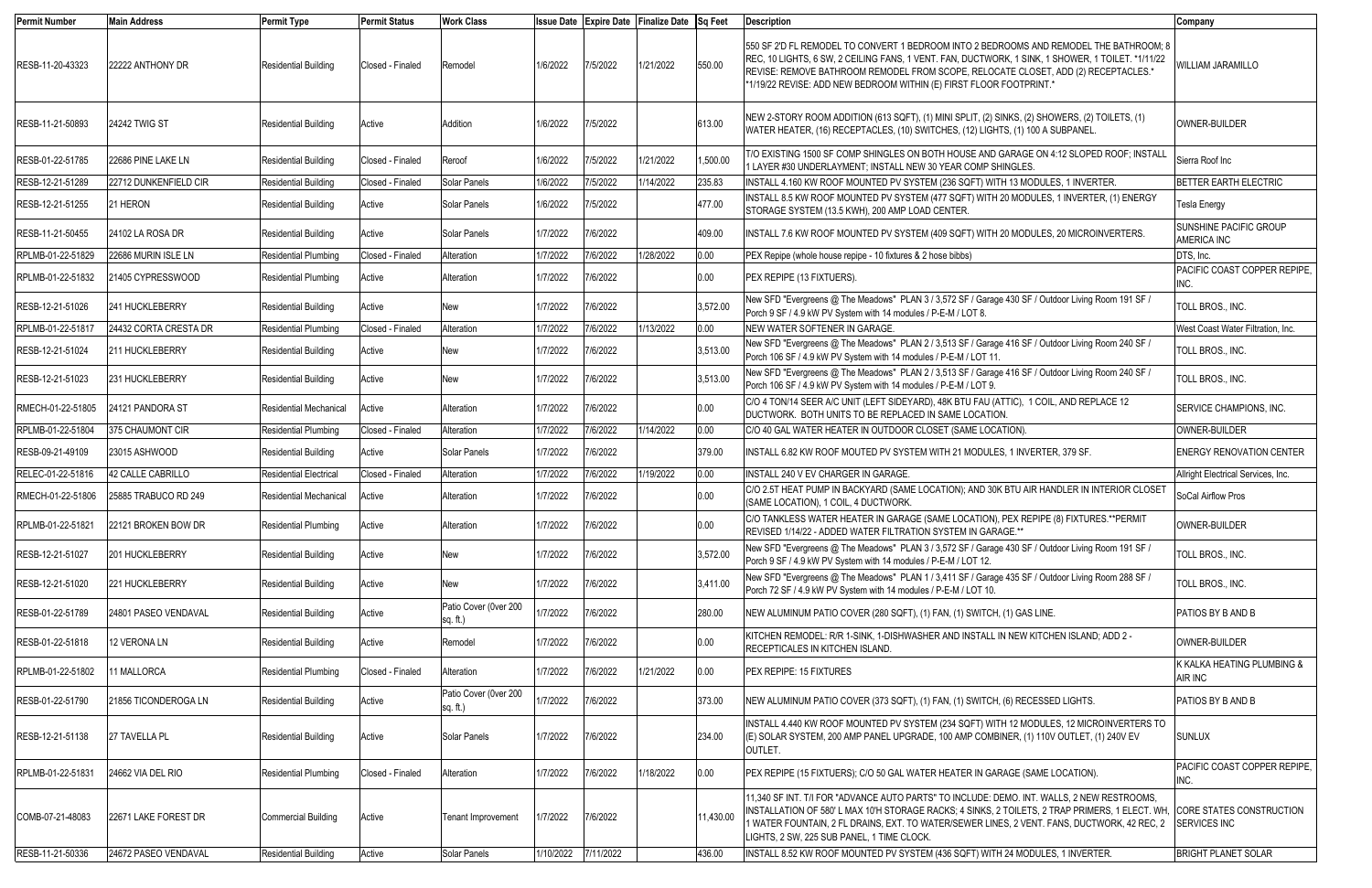| Permit Number | Main Address | Permit Type | Permit Status | Work Class | Issue Date | Expire Date | Finalize Date | Sq Feet | Description | Company |
|---|---|---|---|---|---|---|---|---|---|---|
| RESB-11-20-43323 | 22222 ANTHONY DR | Residential Building | Closed - Finaled | Remodel | 1/6/2022 | 7/5/2022 | 1/21/2022 | 550.00 | 550 SF 2'D FL REMODEL TO CONVERT 1 BEDROOM INTO 2 BEDROOMS AND REMODEL THE BATHROOM; 8 REC, 10 LIGHTS, 6 SW, 2 CEILING FANS, 1 VENT. FAN, DUCTWORK, 1 SINK, 1 SHOWER, 1 TOILET. *1/11/22 REVISE: REMOVE BATHROOM REMODEL FROM SCOPE, RELOCATE CLOSET, ADD (2) RECEPTACLES.* *1/19/22 REVISE: ADD NEW BEDROOM WITHIN (E) FIRST FLOOR FOOTPRINT.* | WILLIAM JARAMILLO |
| RESB-11-21-50893 | 24242 TWIG ST | Residential Building | Active | Addition | 1/6/2022 | 7/5/2022 | | 613.00 | NEW 2-STORY ROOM ADDITION (613 SQFT), (1) MINI SPLIT, (2) SINKS, (2) SHOWERS, (2) TOILETS, (1) WATER HEATER, (16) RECEPTACLES, (10) SWITCHES, (12) LIGHTS, (1) 100 A SUBPANEL. | OWNER-BUILDER |
| RESB-01-22-51785 | 22686 PINE LAKE LN | Residential Building | Closed - Finaled | Reroof | 1/6/2022 | 7/5/2022 | 1/21/2022 | 1,500.00 | T/O EXISTING 1500 SF COMP SHINGLES ON BOTH HOUSE AND GARAGE ON 4:12 SLOPED ROOF; INSTALL 1 LAYER #30 UNDERLAYMENT; INSTALL NEW 30 YEAR COMP SHINGLES. | Sierra Roof Inc |
| RESB-12-21-51289 | 22712 DUNKENFIELD CIR | Residential Building | Closed - Finaled | Solar Panels | 1/6/2022 | 7/5/2022 | 1/14/2022 | 235.83 | INSTALL 4.160 KW ROOF MOUNTED PV SYSTEM (236 SQFT) WITH 13 MODULES, 1 INVERTER. | BETTER EARTH ELECTRIC |
| RESB-12-21-51255 | 21 HERON | Residential Building | Active | Solar Panels | 1/6/2022 | 7/5/2022 | | 477.00 | INSTALL 8.5 KW ROOF MOUNTED PV SYSTEM (477 SQFT) WITH 20 MODULES, 1 INVERTER, (1) ENERGY STORAGE SYSTEM (13.5 KWH), 200 AMP LOAD CENTER. | Tesla Energy |
| RESB-11-21-50455 | 24102 LA ROSA DR | Residential Building | Active | Solar Panels | 1/7/2022 | 7/6/2022 | | 409.00 | INSTALL 7.6 KW ROOF MOUNTED PV SYSTEM (409 SQFT) WITH 20 MODULES, 20 MICROINVERTERS. | SUNSHINE PACIFIC GROUP AMERICA INC |
| RPLMB-01-22-51829 | 22686 MURIN ISLE LN | Residential Plumbing | Closed - Finaled | Alteration | 1/7/2022 | 7/6/2022 | 1/28/2022 | 0.00 | PEX Repipe (whole house repipe - 10 fixtures & 2 hose bibbs) | DTS, Inc. |
| RPLMB-01-22-51832 | 21405 CYPRESSWOOD | Residential Plumbing | Active | Alteration | 1/7/2022 | 7/6/2022 | | 0.00 | PEX REPIPE (13 FIXTUERS). | PACIFIC COAST COPPER REPIPE, INC. |
| RESB-12-21-51026 | 241 HUCKLEBERRY | Residential Building | Active | New | 1/7/2022 | 7/6/2022 | | 3,572.00 | New SFD "Evergreens @ The Meadows" PLAN 3 / 3,572 SF / Garage 430 SF / Outdoor Living Room 191 SF / Porch 9 SF / 4.9 kW PV System with 14 modules / P-E-M / LOT 8. | TOLL BROS., INC. |
| RPLMB-01-22-51817 | 24432 CORTA CRESTA DR | Residential Plumbing | Closed - Finaled | Alteration | 1/7/2022 | 7/6/2022 | 1/13/2022 | 0.00 | NEW WATER SOFTENER IN GARAGE. | West Coast Water Filtration, Inc. |
| RESB-12-21-51024 | 211 HUCKLEBERRY | Residential Building | Active | New | 1/7/2022 | 7/6/2022 | | 3,513.00 | New SFD "Evergreens @ The Meadows" PLAN 2 / 3,513 SF / Garage 416 SF / Outdoor Living Room 240 SF / Porch 106 SF / 4.9 kW PV System with 14 modules / P-E-M / LOT 11. | TOLL BROS., INC. |
| RESB-12-21-51023 | 231 HUCKLEBERRY | Residential Building | Active | New | 1/7/2022 | 7/6/2022 | | 3,513.00 | New SFD "Evergreens @ The Meadows" PLAN 2 / 3,513 SF / Garage 416 SF / Outdoor Living Room 240 SF / Porch 106 SF / 4.9 kW PV System with 14 modules / P-E-M / LOT 9. | TOLL BROS., INC. |
| RMECH-01-22-51805 | 24121 PANDORA ST | Residential Mechanical | Active | Alteration | 1/7/2022 | 7/6/2022 | | 0.00 | C/O 4 TON/14 SEER A/C UNIT (LEFT SIDEYARD), 48K BTU FAU (ATTIC), 1 COIL, AND REPLACE 12 DUCTWORK. BOTH UNITS TO BE REPLACED IN SAME LOCATION. | SERVICE CHAMPIONS, INC. |
| RPLMB-01-22-51804 | 375 CHAUMONT CIR | Residential Plumbing | Closed - Finaled | Alteration | 1/7/2022 | 7/6/2022 | 1/14/2022 | 0.00 | C/O 40 GAL WATER HEATER IN OUTDOOR CLOSET (SAME LOCATION). | OWNER-BUILDER |
| RESB-09-21-49109 | 23015 ASHWOOD | Residential Building | Active | Solar Panels | 1/7/2022 | 7/6/2022 | | 379.00 | INSTALL 6.82 KW ROOF MOUTED PV SYSTEM WITH 21 MODULES, 1 INVERTER, 379 SF. | ENERGY RENOVATION CENTER |
| RELEC-01-22-51816 | 42 CALLE CABRILLO | Residential Electrical | Closed - Finaled | Alteration | 1/7/2022 | 7/6/2022 | 1/19/2022 | 0.00 | INSTALL 240 V EV CHARGER IN GARAGE. | Allright Electrical Services, Inc. |
| RMECH-01-22-51806 | 25885 TRABUCO RD 249 | Residential Mechanical | Active | Alteration | 1/7/2022 | 7/6/2022 | | 0.00 | C/O 2.5T HEAT PUMP IN BACKYARD (SAME LOCATION); AND 30K BTU AIR HANDLER IN INTERIOR CLOSET (SAME LOCATION), 1 COIL, 4 DUCTWORK. | SoCal Airflow Pros |
| RPLMB-01-22-51821 | 22121 BROKEN BOW DR | Residential Plumbing | Active | Alteration | 1/7/2022 | 7/6/2022 | | 0.00 | C/O TANKLESS WATER HEATER IN GARAGE (SAME LOCATION), PEX REPIPE (8) FIXTURES.**PERMIT REVISED 1/14/22 - ADDED WATER FILTRATION SYSTEM IN GARAGE.** | OWNER-BUILDER |
| RESB-12-21-51027 | 201 HUCKLEBERRY | Residential Building | Active | New | 1/7/2022 | 7/6/2022 | | 3,572.00 | New SFD "Evergreens @ The Meadows" PLAN 3 / 3,572 SF / Garage 430 SF / Outdoor Living Room 191 SF / Porch 9 SF / 4.9 kW PV System with 14 modules / P-E-M / LOT 12. | TOLL BROS., INC. |
| RESB-12-21-51020 | 221 HUCKLEBERRY | Residential Building | Active | New | 1/7/2022 | 7/6/2022 | | 3,411.00 | New SFD "Evergreens @ The Meadows" PLAN 1 / 3,411 SF / Garage 435 SF / Outdoor Living Room 288 SF / Porch 72 SF / 4.9 kW PV System with 14 modules / P-E-M / LOT 10. | TOLL BROS., INC. |
| RESB-01-22-51789 | 24801 PASEO VENDAVAL | Residential Building | Active | Patio Cover (0ver 200 sq. ft.) | 1/7/2022 | 7/6/2022 | | 280.00 | NEW ALUMINUM PATIO COVER (280 SQFT), (1) FAN, (1) SWITCH, (1) GAS LINE. | PATIOS BY B AND B |
| RESB-01-22-51818 | 12 VERONA LN | Residential Building | Active | Remodel | 1/7/2022 | 7/6/2022 | | 0.00 | KITCHEN REMODEL: R/R 1-SINK, 1-DISHWASHER AND INSTALL IN NEW KITCHEN ISLAND; ADD 2 - RECEPTICALES IN KITCHEN ISLAND. | OWNER-BUILDER |
| RPLMB-01-22-51802 | 11 MALLORCA | Residential Plumbing | Closed - Finaled | Alteration | 1/7/2022 | 7/6/2022 | 1/21/2022 | 0.00 | PEX REPIPE: 15 FIXTURES | K KALKA HEATING PLUMBING & AIR INC |
| RESB-01-22-51790 | 21856 TICONDEROGA LN | Residential Building | Active | Patio Cover (0ver 200 sq. ft.) | 1/7/2022 | 7/6/2022 | | 373.00 | NEW ALUMINUM PATIO COVER (373 SQFT), (1) FAN, (1) SWITCH, (6) RECESSED LIGHTS. | PATIOS BY B AND B |
| RESB-12-21-51138 | 27 TAVELLA PL | Residential Building | Active | Solar Panels | 1/7/2022 | 7/6/2022 | | 234.00 | INSTALL 4.440 KW ROOF MOUNTED PV SYSTEM (234 SQFT) WITH 12 MODULES, 12 MICROINVERTERS TO (E) SOLAR SYSTEM, 200 AMP PANEL UPGRADE, 100 AMP COMBINER, (1) 110V OUTLET, (1) 240V EV OUTLET. | SUNLUX |
| RPLMB-01-22-51831 | 24662 VIA DEL RIO | Residential Plumbing | Closed - Finaled | Alteration | 1/7/2022 | 7/6/2022 | 1/18/2022 | 0.00 | PEX REPIPE (15 FIXTUERS); C/O 50 GAL WATER HEATER IN GARAGE (SAME LOCATION). | PACIFIC COAST COPPER REPIPE, INC. |
| COMB-07-21-48083 | 22671 LAKE FOREST DR | Commercial Building | Active | Tenant Improvement | 1/7/2022 | 7/6/2022 | | 11,430.00 | 11,340 SF INT. T/I FOR "ADVANCE AUTO PARTS" TO INCLUDE: DEMO. INT. WALLS, 2 NEW RESTROOMS, INSTALLATION OF 580' L MAX 10'H STORAGE RACKS; 4 SINKS, 2 TOILETS, 2 TRAP PRIMERS, 1 ELECT. WH, 1 WATER FOUNTAIN, 2 FL DRAINS, EXT. TO WATER/SEWER LINES, 2 VENT. FANS, DUCTWORK, 42 REC, 2 LIGHTS, 2 SW, 225 SUB PANEL, 1 TIME CLOCK. | CORE STATES CONSTRUCTION SERVICES INC |
| RESB-11-21-50336 | 24672 PASEO VENDAVAL | Residential Building | Active | Solar Panels | 1/10/2022 | 7/11/2022 | | 436.00 | INSTALL 8.52 KW ROOF MOUNTED PV SYSTEM (436 SQFT) WITH 24 MODULES, 1 INVERTER. | BRIGHT PLANET SOLAR |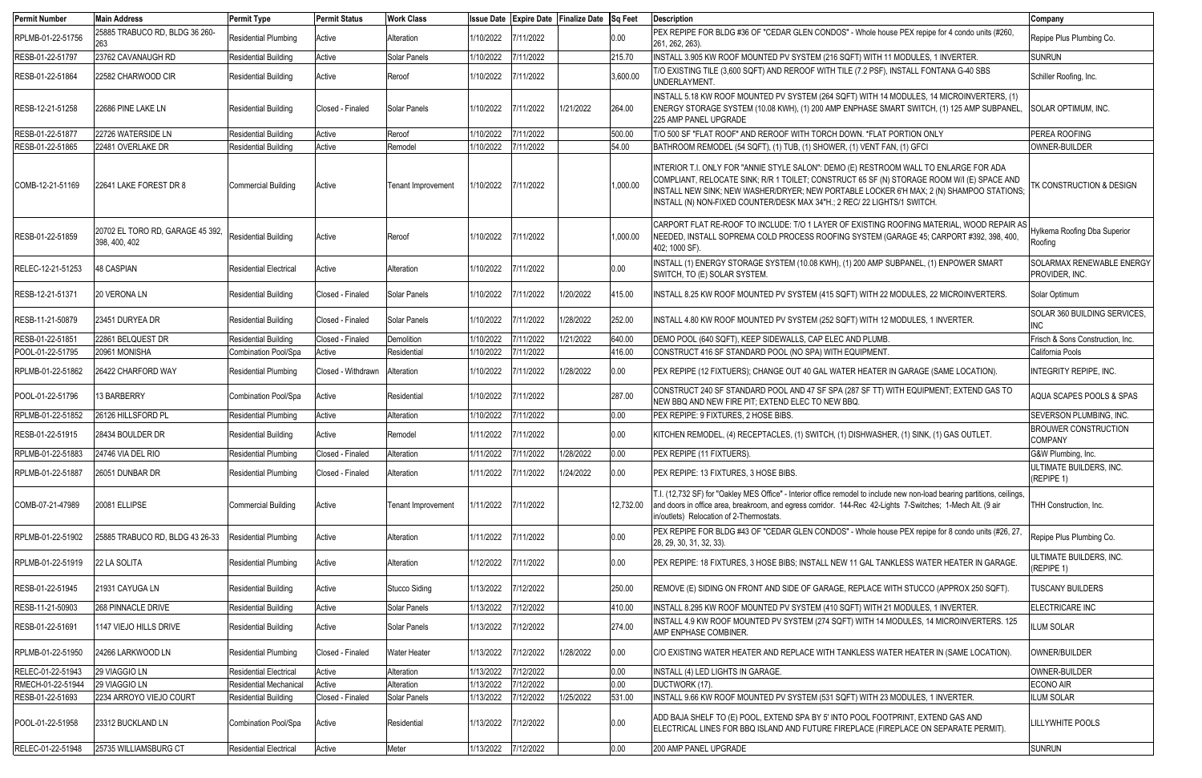| Permit Number | Main Address | Permit Type | Permit Status | Work Class | Issue Date | Expire Date | Finalize Date | Sq Feet | Description | Company |
|---|---|---|---|---|---|---|---|---|---|---|
| RPLMB-01-22-51756 | 25885 TRABUCO RD, BLDG 36 260-263 | Residential Plumbing | Active | Alteration | 1/10/2022 | 7/11/2022 | | 0.00 | PEX REPIPE FOR BLDG #36 OF "CEDAR GLEN CONDOS" - Whole house PEX repipe for 4 condo units (#260, 261, 262, 263). | Repipe Plus Plumbing Co. |
| RESB-01-22-51797 | 23762 CAVANAUGH RD | Residential Building | Active | Solar Panels | 1/10/2022 | 7/11/2022 | | 215.70 | INSTALL 3.905 KW ROOF MOUNTED PV SYSTEM (216 SQFT) WITH 11 MODULES, 1 INVERTER. | SUNRUN |
| RESB-01-22-51864 | 22582 CHARWOOD CIR | Residential Building | Active | Reroof | 1/10/2022 | 7/11/2022 | | 3,600.00 | T/O EXISTING TILE (3,600 SQFT) AND REROOF WITH TILE (7.2 PSF), INSTALL FONTANA G-40 SBS UNDERLAYMENT. | Schiller Roofing, Inc. |
| RESB-12-21-51258 | 22686 PINE LAKE LN | Residential Building | Closed - Finaled | Solar Panels | 1/10/2022 | 7/11/2022 | 1/21/2022 | 264.00 | INSTALL 5.18 KW ROOF MOUNTED PV SYSTEM (264 SQFT) WITH 14 MODULES, 14 MICROINVERTERS, (1) ENERGY STORAGE SYSTEM (10.08 KWH), (1) 200 AMP ENPHASE SMART SWITCH, (1) 125 AMP SUBPANEL, 225 AMP PANEL UPGRADE | SOLAR OPTIMUM, INC. |
| RESB-01-22-51877 | 22726 WATERSIDE LN | Residential Building | Active | Reroof | 1/10/2022 | 7/11/2022 | | 500.00 | T/O 500 SF "FLAT ROOF" AND REROOF WITH TORCH DOWN. *FLAT PORTION ONLY | PEREA ROOFING |
| RESB-01-22-51865 | 22481 OVERLAKE DR | Residential Building | Active | Remodel | 1/10/2022 | 7/11/2022 | | 54.00 | BATHROOM REMODEL (54 SQFT), (1) TUB, (1) SHOWER, (1) VENT FAN, (1) GFCI | OWNER-BUILDER |
| COMB-12-21-51169 | 22641 LAKE FOREST DR 8 | Commercial Building | Active | Tenant Improvement | 1/10/2022 | 7/11/2022 | | 1,000.00 | INTERIOR T.I. ONLY FOR "ANNIE STYLE SALON": DEMO (E) RESTROOM WALL TO ENLARGE FOR ADA COMPLIANT, RELOCATE SINK; R/R 1 TOILET; CONSTRUCT 65 SF (N) STORAGE ROOM W/I (E) SPACE AND INSTALL NEW SINK; NEW WASHER/DRYER; NEW PORTABLE LOCKER 6'H MAX; 2 (N) SHAMPOO STATIONS; INSTALL (N) NON-FIXED COUNTER/DESK MAX 34"H.; 2 REC/ 22 LIGHTS/1 SWITCH. | TK CONSTRUCTION & DESIGN |
| RESB-01-22-51859 | 20702 EL TORO RD, GARAGE 45 392, 398, 400, 402 | Residential Building | Active | Reroof | 1/10/2022 | 7/11/2022 | | 1,000.00 | CARPORT FLAT RE-ROOF TO INCLUDE: T/O 1 LAYER OF EXISTING ROOFING MATERIAL, WOOD REPAIR AS NEEDED, INSTALL SOPREMA COLD PROCESS ROOFING SYSTEM (GARAGE 45; CARPORT #392, 398, 400, 402; 1000 SF). | Hylkema Roofing Dba Superior Roofing |
| RELEC-12-21-51253 | 48 CASPIAN | Residential Electrical | Active | Alteration | 1/10/2022 | 7/11/2022 | | 0.00 | INSTALL (1) ENERGY STORAGE SYSTEM (10.08 KWH), (1) 200 AMP SUBPANEL, (1) ENPOWER SMART SWITCH, TO (E) SOLAR SYSTEM. | SOLARMAX RENEWABLE ENERGY PROVIDER, INC. |
| RESB-12-21-51371 | 20 VERONA LN | Residential Building | Closed - Finaled | Solar Panels | 1/10/2022 | 7/11/2022 | 1/20/2022 | 415.00 | INSTALL 8.25 KW ROOF MOUNTED PV SYSTEM (415 SQFT) WITH 22 MODULES, 22 MICROINVERTERS. | Solar Optimum |
| RESB-11-21-50879 | 23451 DURYEA DR | Residential Building | Closed - Finaled | Solar Panels | 1/10/2022 | 7/11/2022 | 1/28/2022 | 252.00 | INSTALL 4.80 KW ROOF MOUNTED PV SYSTEM (252 SQFT) WITH 12 MODULES, 1 INVERTER. | SOLAR 360 BUILDING SERVICES, INC |
| RESB-01-22-51851 | 22861 BELQUEST DR | Residential Building | Closed - Finaled | Demolition | 1/10/2022 | 7/11/2022 | 1/21/2022 | 640.00 | DEMO POOL (640 SQFT), KEEP SIDEWALLS, CAP ELEC AND PLUMB. | Frisch & Sons Construction, Inc. |
| POOL-01-22-51795 | 20961 MONISHA | Combination Pool/Spa | Active | Residential | 1/10/2022 | 7/11/2022 | | 416.00 | CONSTRUCT 416 SF STANDARD POOL (NO SPA) WITH EQUIPMENT. | California Pools |
| RPLMB-01-22-51862 | 26422 CHARFORD WAY | Residential Plumbing | Closed - Withdrawn | Alteration | 1/10/2022 | 7/11/2022 | 1/28/2022 | 0.00 | PEX REPIPE (12 FIXTUERS); CHANGE OUT 40 GAL WATER HEATER IN GARAGE (SAME LOCATION). | INTEGRITY REPIPE, INC. |
| POOL-01-22-51796 | 13 BARBERRY | Combination Pool/Spa | Active | Residential | 1/10/2022 | 7/11/2022 | | 287.00 | CONSTRUCT 240 SF STANDARD POOL AND 47 SF SPA (287 SF TT) WITH EQUIPMENT; EXTEND GAS TO NEW BBQ AND NEW FIRE PIT; EXTEND ELEC TO NEW BBQ. | AQUA SCAPES POOLS & SPAS |
| RPLMB-01-22-51852 | 26126 HILLSFORD PL | Residential Plumbing | Active | Alteration | 1/10/2022 | 7/11/2022 | | 0.00 | PEX REPIPE: 9 FIXTURES, 2 HOSE BIBS. | SEVERSON PLUMBING, INC. |
| RESB-01-22-51915 | 28434 BOULDER DR | Residential Building | Active | Remodel | 1/11/2022 | 7/11/2022 | | 0.00 | KITCHEN REMODEL, (4) RECEPTACLES, (1) SWITCH, (1) DISHWASHER, (1) SINK, (1) GAS OUTLET. | BROUWER CONSTRUCTION COMPANY |
| RPLMB-01-22-51883 | 24746 VIA DEL RIO | Residential Plumbing | Closed - Finaled | Alteration | 1/11/2022 | 7/11/2022 | 1/28/2022 | 0.00 | PEX REPIPE (11 FIXTUERS). | G&W Plumbing, Inc. |
| RPLMB-01-22-51887 | 26051 DUNBAR DR | Residential Plumbing | Closed - Finaled | Alteration | 1/11/2022 | 7/11/2022 | 1/24/2022 | 0.00 | PEX REPIPE: 13 FIXTURES, 3 HOSE BIBS. | ULTIMATE BUILDERS, INC. (REPIPE 1) |
| COMB-07-21-47989 | 20081 ELLIPSE | Commercial Building | Active | Tenant Improvement | 1/11/2022 | 7/11/2022 | | 12,732.00 | T.I. (12,732 SF) for "Oakley MES Office" - Interior office remodel to include new non-load bearing partitions, ceilings, and doors in office area, breakroom, and egress corridor. 144-Rec 42-Lights 7-Switches; 1-Mech Alt. (9 air in/outlets) Relocation of 2-Thermostats. | THH Construction, Inc. |
| RPLMB-01-22-51902 | 25885 TRABUCO RD, BLDG 43 26-33 | Residential Plumbing | Active | Alteration | 1/11/2022 | 7/11/2022 | | 0.00 | PEX REPIPE FOR BLDG #43 OF "CEDAR GLEN CONDOS" - Whole house PEX repipe for 8 condo units (#26, 27, 28, 29, 30, 31, 32, 33). | Repipe Plus Plumbing Co. |
| RPLMB-01-22-51919 | 22 LA SOLITA | Residential Plumbing | Active | Alteration | 1/12/2022 | 7/11/2022 | | 0.00 | PEX REPIPE: 18 FIXTURES, 3 HOSE BIBS; INSTALL NEW 11 GAL TANKLESS WATER HEATER IN GARAGE. | ULTIMATE BUILDERS, INC. (REPIPE 1) |
| RESB-01-22-51945 | 21931 CAYUGA LN | Residential Building | Active | Stucco Siding | 1/13/2022 | 7/12/2022 | | 250.00 | REMOVE (E) SIDING ON FRONT AND SIDE OF GARAGE, REPLACE WITH STUCCO (APPROX 250 SQFT). | TUSCANY BUILDERS |
| RESB-11-21-50903 | 268 PINNACLE DRIVE | Residential Building | Active | Solar Panels | 1/13/2022 | 7/12/2022 | | 410.00 | INSTALL 8.295 KW ROOF MOUNTED PV SYSTEM (410 SQFT) WITH 21 MODULES, 1 INVERTER. | ELECTRICARE INC |
| RESB-01-22-51691 | 1147 VIEJO HILLS DRIVE | Residential Building | Active | Solar Panels | 1/13/2022 | 7/12/2022 | | 274.00 | INSTALL 4.9 KW ROOF MOUNTED PV SYSTEM (274 SQFT) WITH 14 MODULES, 14 MICROINVERTERS. 125 AMP ENPHASE COMBINER. | ILUM SOLAR |
| RPLMB-01-22-51950 | 24266 LARKWOOD LN | Residential Plumbing | Closed - Finaled | Water Heater | 1/13/2022 | 7/12/2022 | 1/28/2022 | 0.00 | C/O EXISTING WATER HEATER AND REPLACE WITH TANKLESS WATER HEATER IN (SAME LOCATION). | OWNER/BUILDER |
| RELEC-01-22-51943 | 29 VIAGGIO LN | Residential Electrical | Active | Alteration | 1/13/2022 | 7/12/2022 | | 0.00 | INSTALL (4) LED LIGHTS IN GARAGE. | OWNER-BUILDER |
| RMECH-01-22-51944 | 29 VIAGGIO LN | Residential Mechanical | Active | Alteration | 1/13/2022 | 7/12/2022 | | 0.00 | DUCTWORK (17). | ECONO AIR |
| RESB-01-22-51693 | 2234 ARROYO VIEJO COURT | Residential Building | Closed - Finaled | Solar Panels | 1/13/2022 | 7/12/2022 | 1/25/2022 | 531.00 | INSTALL 9.66 KW ROOF MOUNTED PV SYSTEM (531 SQFT) WITH 23 MODULES, 1 INVERTER. | ILUM SOLAR |
| POOL-01-22-51958 | 23312 BUCKLAND LN | Combination Pool/Spa | Active | Residential | 1/13/2022 | 7/12/2022 | | 0.00 | ADD BAJA SHELF TO (E) POOL, EXTEND SPA BY 5' INTO POOL FOOTPRINT, EXTEND GAS AND ELECTRICAL LINES FOR BBQ ISLAND AND FUTURE FIREPLACE (FIREPLACE ON SEPARATE PERMIT). | LILLYWHITE POOLS |
| RELEC-01-22-51948 | 25735 WILLIAMSBURG CT | Residential Electrical | Active | Meter | 1/13/2022 | 7/12/2022 | | 0.00 | 200 AMP PANEL UPGRADE | SUNRUN |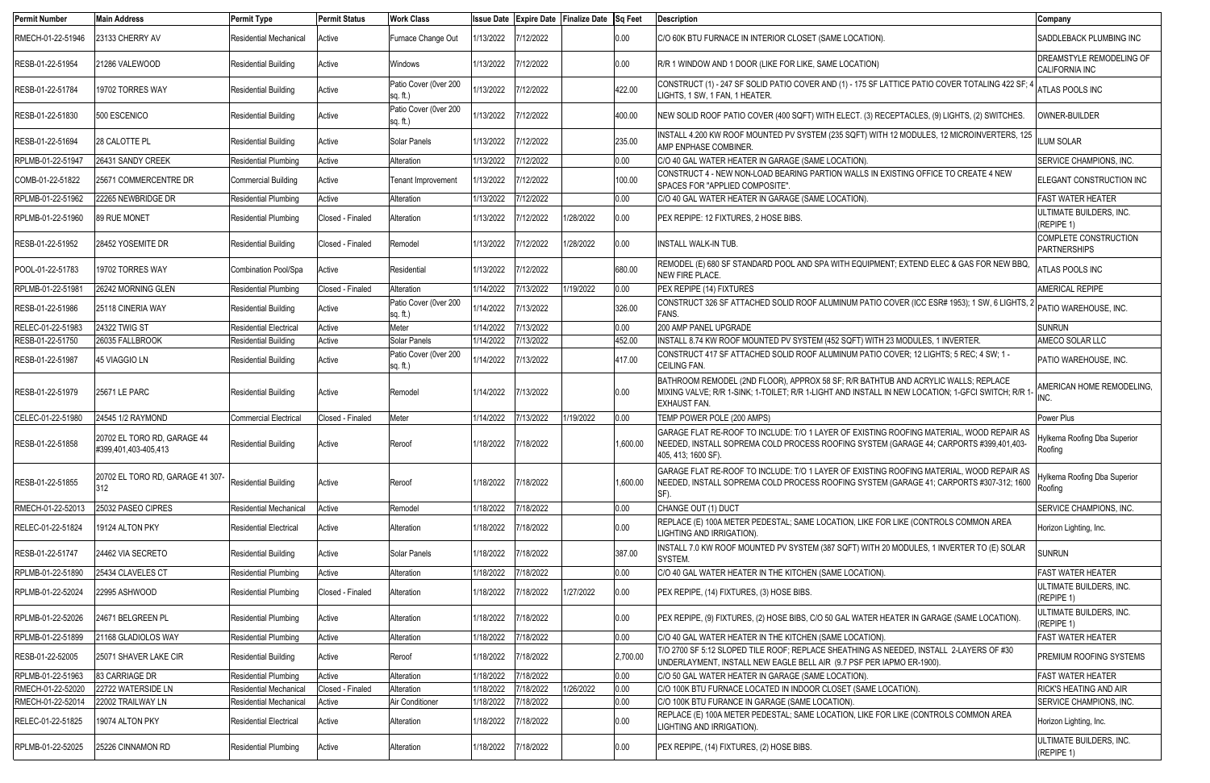| Permit Number | Main Address | Permit Type | Permit Status | Work Class | Issue Date | Expire Date | Finalize Date | Sq Feet | Description | Company |
|---|---|---|---|---|---|---|---|---|---|---|
| RMECH-01-22-51946 | 23133 CHERRY AV | Residential Mechanical | Active | Furnace Change Out | 1/13/2022 | 7/12/2022 | | 0.00 | C/O 60K BTU FURNACE IN INTERIOR CLOSET (SAME LOCATION). | SADDLEBACK PLUMBING INC |
| RESB-01-22-51954 | 21286 VALEWOOD | Residential Building | Active | Windows | 1/13/2022 | 7/12/2022 | | 0.00 | R/R 1 WINDOW AND 1 DOOR (LIKE FOR LIKE, SAME LOCATION) | DREAMSTYLE REMODELING OF CALIFORNIA INC |
| RESB-01-22-51784 | 19702 TORRES WAY | Residential Building | Active | Patio Cover (0ver 200 sq. ft.) | 1/13/2022 | 7/12/2022 | | 422.00 | CONSTRUCT (1) - 247 SF SOLID PATIO COVER AND (1) - 175 SF LATTICE PATIO COVER TOTALING 422 SF; 4 LIGHTS, 1 SW, 1 FAN, 1 HEATER. | ATLAS POOLS INC |
| RESB-01-22-51830 | 500 ESCENICO | Residential Building | Active | Patio Cover (0ver 200 sq. ft.) | 1/13/2022 | 7/12/2022 | | 400.00 | NEW SOLID ROOF PATIO COVER (400 SQFT) WITH ELECT. (3) RECEPTACLES, (9) LIGHTS, (2) SWITCHES. | OWNER-BUILDER |
| RESB-01-22-51694 | 28 CALOTTE PL | Residential Building | Active | Solar Panels | 1/13/2022 | 7/12/2022 | | 235.00 | INSTALL 4.200 KW ROOF MOUNTED PV SYSTEM (235 SQFT) WITH 12 MODULES, 12 MICROINVERTERS, 125 AMP ENPHASE COMBINER. | ILUM SOLAR |
| RPLMB-01-22-51947 | 26431 SANDY CREEK | Residential Plumbing | Active | Alteration | 1/13/2022 | 7/12/2022 | | 0.00 | C/O 40 GAL WATER HEATER IN GARAGE (SAME LOCATION). | SERVICE CHAMPIONS, INC. |
| COMB-01-22-51822 | 25671 COMMERCENTRE DR | Commercial Building | Active | Tenant Improvement | 1/13/2022 | 7/12/2022 | | 100.00 | CONSTRUCT 4 - NEW NON-LOAD BEARING PARTION WALLS IN EXISTING OFFICE TO CREATE 4 NEW SPACES FOR "APPLIED COMPOSITE". | ELEGANT CONSTRUCTION INC |
| RPLMB-01-22-51962 | 22265 NEWBRIDGE DR | Residential Plumbing | Active | Alteration | 1/13/2022 | 7/12/2022 | | 0.00 | C/O 40 GAL WATER HEATER IN GARAGE (SAME LOCATION). | FAST WATER HEATER |
| RPLMB-01-22-51960 | 89 RUE MONET | Residential Plumbing | Closed - Finaled | Alteration | 1/13/2022 | 7/12/2022 | 1/28/2022 | 0.00 | PEX REPIPE: 12 FIXTURES, 2 HOSE BIBS. | ULTIMATE BUILDERS, INC. (REPIPE 1) |
| RESB-01-22-51952 | 28452 YOSEMITE DR | Residential Building | Closed - Finaled | Remodel | 1/13/2022 | 7/12/2022 | 1/28/2022 | 0.00 | INSTALL WALK-IN TUB. | COMPLETE CONSTRUCTION PARTNERSHIPS |
| POOL-01-22-51783 | 19702 TORRES WAY | Combination Pool/Spa | Active | Residential | 1/13/2022 | 7/12/2022 | | 680.00 | REMODEL (E) 680 SF STANDARD POOL AND SPA WITH EQUIPMENT; EXTEND ELEC & GAS FOR NEW BBQ, NEW FIRE PLACE. | ATLAS POOLS INC |
| RPLMB-01-22-51981 | 26242 MORNING GLEN | Residential Plumbing | Closed - Finaled | Alteration | 1/14/2022 | 7/13/2022 | 1/19/2022 | 0.00 | PEX REPIPE (14) FIXTURES | AMERICAL REPIPE |
| RESB-01-22-51986 | 25118 CINERIA WAY | Residential Building | Active | Patio Cover (0ver 200 sq. ft.) | 1/14/2022 | 7/13/2022 | | 326.00 | CONSTRUCT 326 SF ATTACHED SOLID ROOF ALUMINUM PATIO COVER (ICC ESR# 1953); 1 SW, 6 LIGHTS, 2 FANS. | PATIO WAREHOUSE, INC. |
| RELEC-01-22-51983 | 24322 TWIG ST | Residential Electrical | Active | Meter | 1/14/2022 | 7/13/2022 | | 0.00 | 200 AMP PANEL UPGRADE | SUNRUN |
| RESB-01-22-51750 | 26035 FALLBROOK | Residential Building | Active | Solar Panels | 1/14/2022 | 7/13/2022 | | 452.00 | INSTALL 8.74 KW ROOF MOUNTED PV SYSTEM (452 SQFT) WITH 23 MODULES, 1 INVERTER. | AMECO SOLAR LLC |
| RESB-01-22-51987 | 45 VIAGGIO LN | Residential Building | Active | Patio Cover (0ver 200 sq. ft.) | 1/14/2022 | 7/13/2022 | | 417.00 | CONSTRUCT 417 SF ATTACHED SOLID ROOF ALUMINUM PATIO COVER; 12 LIGHTS; 5 REC; 4 SW; 1 - CEILING FAN. | PATIO WAREHOUSE, INC. |
| RESB-01-22-51979 | 25671 LE PARC | Residential Building | Active | Remodel | 1/14/2022 | 7/13/2022 | | 0.00 | BATHROOM REMODEL (2ND FLOOR), APPROX 58 SF; R/R BATHTUB AND ACRYLIC WALLS; REPLACE MIXING VALVE; R/R 1-SINK; 1-TOILET; R/R 1-LIGHT AND INSTALL IN NEW LOCATION; 1-GFCI SWITCH; R/R 1-EXHAUST FAN. | AMERICAN HOME REMODELING, INC. |
| CELEC-01-22-51980 | 24545 1/2 RAYMOND | Commercial Electrical | Closed - Finaled | Meter | 1/14/2022 | 7/13/2022 | 1/19/2022 | 0.00 | TEMP POWER POLE (200 AMPS) | Power Plus |
| RESB-01-22-51858 | 20702 EL TORO RD, GARAGE 44 #399,401,403-405,413 | Residential Building | Active | Reroof | 1/18/2022 | 7/18/2022 | | 1,600.00 | GARAGE FLAT RE-ROOF TO INCLUDE: T/O 1 LAYER OF EXISTING ROOFING MATERIAL, WOOD REPAIR AS NEEDED, INSTALL SOPREMA COLD PROCESS ROOFING SYSTEM (GARAGE 44; CARPORTS #399,401,403-405, 413; 1600 SF). | Hylkema Roofing Dba Superior Roofing |
| RESB-01-22-51855 | 20702 EL TORO RD, GARAGE 41 307-312 | Residential Building | Active | Reroof | 1/18/2022 | 7/18/2022 | | 1,600.00 | GARAGE FLAT RE-ROOF TO INCLUDE: T/O 1 LAYER OF EXISTING ROOFING MATERIAL, WOOD REPAIR AS NEEDED, INSTALL SOPREMA COLD PROCESS ROOFING SYSTEM (GARAGE 41; CARPORTS #307-312; 1600 SF). | Hylkema Roofing Dba Superior Roofing |
| RMECH-01-22-52013 | 25032 PASEO CIPRES | Residential Mechanical | Active | Remodel | 1/18/2022 | 7/18/2022 | | 0.00 | CHANGE OUT (1) DUCT | SERVICE CHAMPIONS, INC. |
| RELEC-01-22-51824 | 19124 ALTON PKY | Residential Electrical | Active | Alteration | 1/18/2022 | 7/18/2022 | | 0.00 | REPLACE (E) 100A METER PEDESTAL; SAME LOCATION, LIKE FOR LIKE (CONTROLS COMMON AREA LIGHTING AND IRRIGATION). | Horizon Lighting, Inc. |
| RESB-01-22-51747 | 24462 VIA SECRETO | Residential Building | Active | Solar Panels | 1/18/2022 | 7/18/2022 | | 387.00 | INSTALL 7.0 KW ROOF MOUNTED PV SYSTEM (387 SQFT) WITH 20 MODULES, 1 INVERTER TO (E) SOLAR SYSTEM. | SUNRUN |
| RPLMB-01-22-51890 | 25434 CLAVELES CT | Residential Plumbing | Active | Alteration | 1/18/2022 | 7/18/2022 | | 0.00 | C/O 40 GAL WATER HEATER IN THE KITCHEN (SAME LOCATION). | FAST WATER HEATER |
| RPLMB-01-22-52024 | 22995 ASHWOOD | Residential Plumbing | Closed - Finaled | Alteration | 1/18/2022 | 7/18/2022 | 1/27/2022 | 0.00 | PEX REPIPE, (14) FIXTURES, (3) HOSE BIBS. | ULTIMATE BUILDERS, INC. (REPIPE 1) |
| RPLMB-01-22-52026 | 24671 BELGREEN PL | Residential Plumbing | Active | Alteration | 1/18/2022 | 7/18/2022 | | 0.00 | PEX REPIPE, (9) FIXTURES, (2) HOSE BIBS, C/O 50 GAL WATER HEATER IN GARAGE (SAME LOCATION). | ULTIMATE BUILDERS, INC. (REPIPE 1) |
| RPLMB-01-22-51899 | 21168 GLADIOLOS WAY | Residential Plumbing | Active | Alteration | 1/18/2022 | 7/18/2022 | | 0.00 | C/O 40 GAL WATER HEATER IN THE KITCHEN (SAME LOCATION). | FAST WATER HEATER |
| RESB-01-22-52005 | 25071 SHAVER LAKE CIR | Residential Building | Active | Reroof | 1/18/2022 | 7/18/2022 | | 2,700.00 | T/O 2700 SF 5:12 SLOPED TILE ROOF; REPLACE SHEATHING AS NEEDED, INSTALL 2-LAYERS OF #30 UNDERLAYMENT, INSTALL NEW EAGLE BELL AIR (9.7 PSF PER IAPMO ER-1900). | PREMIUM ROOFING SYSTEMS |
| RPLMB-01-22-51963 | 83 CARRIAGE DR | Residential Plumbing | Active | Alteration | 1/18/2022 | 7/18/2022 | | 0.00 | C/O 50 GAL WATER HEATER IN GARAGE (SAME LOCATION). | FAST WATER HEATER |
| RMECH-01-22-52020 | 22722 WATERSIDE LN | Residential Mechanical | Closed - Finaled | Alteration | 1/18/2022 | 7/18/2022 | 1/26/2022 | 0.00 | C/O 100K BTU FURNACE LOCATED IN INDOOR CLOSET (SAME LOCATION). | RICK'S HEATING AND AIR |
| RMECH-01-22-52014 | 22002 TRAILWAY LN | Residential Mechanical | Active | Air Conditioner | 1/18/2022 | 7/18/2022 | | 0.00 | C/O 100K BTU FURANCE IN GARAGE (SAME LOCATION). | SERVICE CHAMPIONS, INC. |
| RELEC-01-22-51825 | 19074 ALTON PKY | Residential Electrical | Active | Alteration | 1/18/2022 | 7/18/2022 | | 0.00 | REPLACE (E) 100A METER PEDESTAL; SAME LOCATION, LIKE FOR LIKE (CONTROLS COMMON AREA LIGHTING AND IRRIGATION). | Horizon Lighting, Inc. |
| RPLMB-01-22-52025 | 25226 CINNAMON RD | Residential Plumbing | Active | Alteration | 1/18/2022 | 7/18/2022 | | 0.00 | PEX REPIPE, (14) FIXTURES, (2) HOSE BIBS. | ULTIMATE BUILDERS, INC. (REPIPE 1) |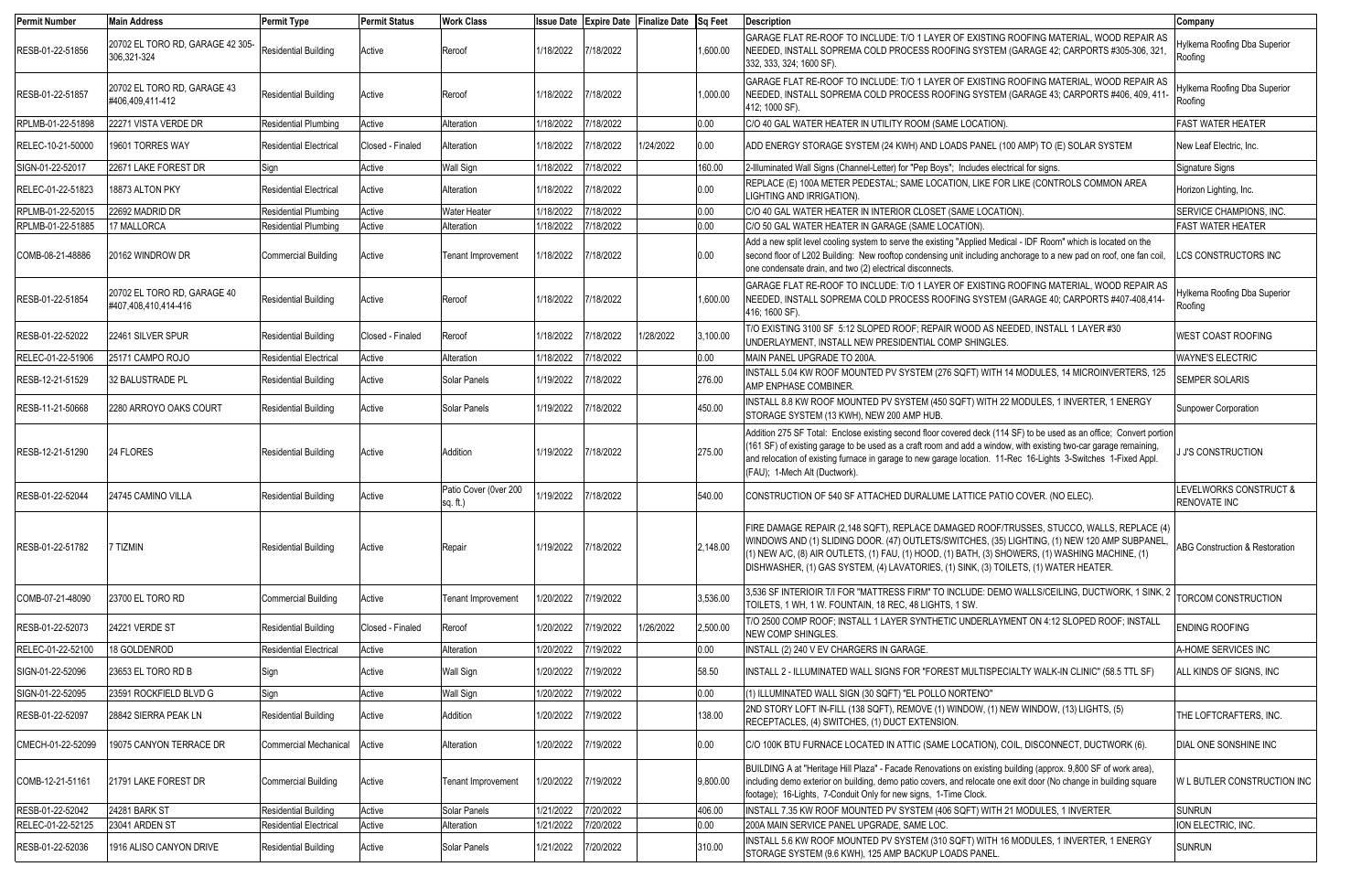| Permit Number | Main Address | Permit Type | Permit Status | Work Class | Issue Date | Expire Date | Finalize Date | Sq Feet | Description | Company |
|---|---|---|---|---|---|---|---|---|---|---|
| RESB-01-22-51856 | 20702 EL TORO RD, GARAGE 42 305-306,321-324 | Residential Building | Active | Reroof | 1/18/2022 | 7/18/2022 | | 1,600.00 | GARAGE FLAT RE-ROOF TO INCLUDE: T/O 1 LAYER OF EXISTING ROOFING MATERIAL, WOOD REPAIR AS NEEDED, INSTALL SOPREMA COLD PROCESS ROOFING SYSTEM (GARAGE 42; CARPORTS #305-306, 321, 332, 333, 324; 1600 SF). | Hylkema Roofing Dba Superior Roofing |
| RESB-01-22-51857 | 20702 EL TORO RD, GARAGE 43 #406,409,411-412 | Residential Building | Active | Reroof | 1/18/2022 | 7/18/2022 | | 1,000.00 | GARAGE FLAT RE-ROOF TO INCLUDE: T/O 1 LAYER OF EXISTING ROOFING MATERIAL, WOOD REPAIR AS NEEDED, INSTALL SOPREMA COLD PROCESS ROOFING SYSTEM (GARAGE 43; CARPORTS #406, 409, 411-412; 1000 SF). | Hylkema Roofing Dba Superior Roofing |
| RPLMB-01-22-51898 | 22271 VISTA VERDE DR | Residential Plumbing | Active | Alteration | 1/18/2022 | 7/18/2022 | | 0.00 | C/O 40 GAL WATER HEATER IN UTILITY ROOM (SAME LOCATION). | FAST WATER HEATER |
| RELEC-10-21-50000 | 19601 TORRES WAY | Residential Electrical | Closed - Finaled | Alteration | 1/18/2022 | 7/18/2022 | 1/24/2022 | 0.00 | ADD ENERGY STORAGE SYSTEM (24 KWH) AND LOADS PANEL (100 AMP) TO (E) SOLAR SYSTEM | New Leaf Electric, Inc. |
| SIGN-01-22-52017 | 22671 LAKE FOREST DR | Sign | Active | Wall Sign | 1/18/2022 | 7/18/2022 | | 160.00 | 2-Illuminated Wall Signs (Channel-Letter) for "Pep Boys"; Includes electrical for signs. | Signature Signs |
| RELEC-01-22-51823 | 18873 ALTON PKY | Residential Electrical | Active | Alteration | 1/18/2022 | 7/18/2022 | | 0.00 | REPLACE (E) 100A METER PEDESTAL; SAME LOCATION, LIKE FOR LIKE (CONTROLS COMMON AREA LIGHTING AND IRRIGATION). | Horizon Lighting, Inc. |
| RPLMB-01-22-52015 | 22692 MADRID DR | Residential Plumbing | Active | Water Heater | 1/18/2022 | 7/18/2022 | | 0.00 | C/O 40 GAL WATER HEATER IN INTERIOR CLOSET (SAME LOCATION). | SERVICE CHAMPIONS, INC. |
| RPLMB-01-22-51885 | 17 MALLORCA | Residential Plumbing | Active | Alteration | 1/18/2022 | 7/18/2022 | | 0.00 | C/O 50 GAL WATER HEATER IN GARAGE (SAME LOCATION). | FAST WATER HEATER |
| COMB-08-21-48886 | 20162 WINDROW DR | Commercial Building | Active | Tenant Improvement | 1/18/2022 | 7/18/2022 | | 0.00 | Add a new split level cooling system to serve the existing "Applied Medical - IDF Room" which is located on the second floor of L202 Building: New rooftop condensing unit including anchorage to a new pad on roof, one fan coil, one condensate drain, and two (2) electrical disconnects. | LCS CONSTRUCTORS INC |
| RESB-01-22-51854 | 20702 EL TORO RD, GARAGE 40 #407,408,410,414-416 | Residential Building | Active | Reroof | 1/18/2022 | 7/18/2022 | | 1,600.00 | GARAGE FLAT RE-ROOF TO INCLUDE: T/O 1 LAYER OF EXISTING ROOFING MATERIAL, WOOD REPAIR AS NEEDED, INSTALL SOPREMA COLD PROCESS ROOFING SYSTEM (GARAGE 40; CARPORTS #407-408,414-416; 1600 SF). | Hylkema Roofing Dba Superior Roofing |
| RESB-01-22-52022 | 22461 SILVER SPUR | Residential Building | Closed - Finaled | Reroof | 1/18/2022 | 7/18/2022 | 1/28/2022 | 3,100.00 | T/O EXISTING 3100 SF 5:12 SLOPED ROOF; REPAIR WOOD AS NEEDED, INSTALL 1 LAYER #30 UNDERLAYMENT, INSTALL NEW PRESIDENTIAL COMP SHINGLES. | WEST COAST ROOFING |
| RELEC-01-22-51906 | 25171 CAMPO ROJO | Residential Electrical | Active | Alteration | 1/18/2022 | 7/18/2022 | | 0.00 | MAIN PANEL UPGRADE TO 200A. | WAYNE'S ELECTRIC |
| RESB-12-21-51529 | 32 BALUSTRADE PL | Residential Building | Active | Solar Panels | 1/19/2022 | 7/18/2022 | | 276.00 | INSTALL 5.04 KW ROOF MOUNTED PV SYSTEM (276 SQFT) WITH 14 MODULES, 14 MICROINVERTERS, 125 AMP ENPHASE COMBINER. | SEMPER SOLARIS |
| RESB-11-21-50668 | 2280 ARROYO OAKS COURT | Residential Building | Active | Solar Panels | 1/19/2022 | 7/18/2022 | | 450.00 | INSTALL 8.8 KW ROOF MOUNTED PV SYSTEM (450 SQFT) WITH 22 MODULES, 1 INVERTER, 1 ENERGY STORAGE SYSTEM (13 KWH), NEW 200 AMP HUB. | Sunpower Corporation |
| RESB-12-21-51290 | 24 FLORES | Residential Building | Active | Addition | 1/19/2022 | 7/18/2022 | | 275.00 | Addition 275 SF Total: Enclose existing second floor covered deck (114 SF) to be used as an office; Convert portion (161 SF) of existing garage to be used as a craft room and add a window, with existing two-car garage remaining, and relocation of existing furnace in garage to new garage location. 11-Rec 16-Lights 3-Switches 1-Fixed Appl. (FAU); 1-Mech Alt (Ductwork). | J J'S CONSTRUCTION |
| RESB-01-22-52044 | 24745 CAMINO VILLA | Residential Building | Active | Patio Cover (0ver 200 sq. ft.) | 1/19/2022 | 7/18/2022 | | 540.00 | CONSTRUCTION OF 540 SF ATTACHED DURALUME LATTICE PATIO COVER. (NO ELEC). | LEVELWORKS CONSTRUCT & RENOVATE INC |
| RESB-01-22-51782 | 7 TIZMIN | Residential Building | Active | Repair | 1/19/2022 | 7/18/2022 | | 2,148.00 | FIRE DAMAGE REPAIR (2,148 SQFT), REPLACE DAMAGED ROOF/TRUSSES, STUCCO, WALLS, REPLACE (4) WINDOWS AND (1) SLIDING DOOR. (47) OUTLETS/SWITCHES, (35) LIGHTING, (1) NEW 120 AMP SUBPANEL, (1) NEW A/C, (8) AIR OUTLETS, (1) FAU, (1) HOOD, (1) BATH, (3) SHOWERS, (1) WASHING MACHINE, (1) DISHWASHER, (1) GAS SYSTEM, (4) LAVATORIES, (1) SINK, (3) TOILETS, (1) WATER HEATER. | ABG Construction & Restoration |
| COMB-07-21-48090 | 23700 EL TORO RD | Commercial Building | Active | Tenant Improvement | 1/20/2022 | 7/19/2022 | | 3,536.00 | 3,536 SF INTERIOIR T/I FOR "MATTRESS FIRM" TO INCLUDE: DEMO WALLS/CEILING, DUCTWORK, 1 SINK, 2 TOILETS, 1 WH, 1 W. FOUNTAIN, 18 REC, 48 LIGHTS, 1 SW. | TORCOM CONSTRUCTION |
| RESB-01-22-52073 | 24221 VERDE ST | Residential Building | Closed - Finaled | Reroof | 1/20/2022 | 7/19/2022 | 1/26/2022 | 2,500.00 | T/O 2500 COMP ROOF; INSTALL 1 LAYER SYNTHETIC UNDERLAYMENT ON 4:12 SLOPED ROOF; INSTALL NEW COMP SHINGLES. | ENDING ROOFING |
| RELEC-01-22-52100 | 18 GOLDENROD | Residential Electrical | Active | Alteration | 1/20/2022 | 7/19/2022 | | 0.00 | INSTALL (2) 240 V EV CHARGERS IN GARAGE. | A-HOME SERVICES INC |
| SIGN-01-22-52096 | 23653 EL TORO RD B | Sign | Active | Wall Sign | 1/20/2022 | 7/19/2022 | | 58.50 | INSTALL 2 - ILLUMINATED WALL SIGNS FOR "FOREST MULTISPECIALTY WALK-IN CLINIC" (58.5 TTL SF) | ALL KINDS OF SIGNS, INC |
| SIGN-01-22-52095 | 23591 ROCKFIELD BLVD G | Sign | Active | Wall Sign | 1/20/2022 | 7/19/2022 | | 0.00 | (1) ILLUMINATED WALL SIGN (30 SQFT) "EL POLLO NORTENO" | |
| RESB-01-22-52097 | 28842 SIERRA PEAK LN | Residential Building | Active | Addition | 1/20/2022 | 7/19/2022 | | 138.00 | 2ND STORY LOFT IN-FILL (138 SQFT), REMOVE (1) WINDOW, (1) NEW WINDOW, (13) LIGHTS, (5) RECEPTACLES, (4) SWITCHES, (1) DUCT EXTENSION. | THE LOFTCRAFTERS, INC. |
| CMECH-01-22-52099 | 19075 CANYON TERRACE DR | Commercial Mechanical | Active | Alteration | 1/20/2022 | 7/19/2022 | | 0.00 | C/O 100K BTU FURNACE LOCATED IN ATTIC (SAME LOCATION), COIL, DISCONNECT, DUCTWORK (6). | DIAL ONE SONSHINE INC |
| COMB-12-21-51161 | 21791 LAKE FOREST DR | Commercial Building | Active | Tenant Improvement | 1/20/2022 | 7/19/2022 | | 9,800.00 | BUILDING A at "Heritage Hill Plaza" - Facade Renovations on existing building (approx. 9,800 SF of work area), including demo exterior on building, demo patio covers, and relocate one exit door (No change in building square footage); 16-Lights, 7-Conduit Only for new signs, 1-Time Clock. | W L BUTLER CONSTRUCTION INC |
| RESB-01-22-52042 | 24281 BARK ST | Residential Building | Active | Solar Panels | 1/21/2022 | 7/20/2022 | | 406.00 | INSTALL 7.35 KW ROOF MOUNTED PV SYSTEM (406 SQFT) WITH 21 MODULES, 1 INVERTER. | SUNRUN |
| RELEC-01-22-52125 | 23041 ARDEN ST | Residential Electrical | Active | Alteration | 1/21/2022 | 7/20/2022 | | 0.00 | 200A MAIN SERVICE PANEL UPGRADE, SAME LOC. | ION ELECTRIC, INC. |
| RESB-01-22-52036 | 1916 ALISO CANYON DRIVE | Residential Building | Active | Solar Panels | 1/21/2022 | 7/20/2022 | | 310.00 | INSTALL 5.6 KW ROOF MOUNTED PV SYSTEM (310 SQFT) WITH 16 MODULES, 1 INVERTER, 1 ENERGY STORAGE SYSTEM (9.6 KWH), 125 AMP BACKUP LOADS PANEL. | SUNRUN |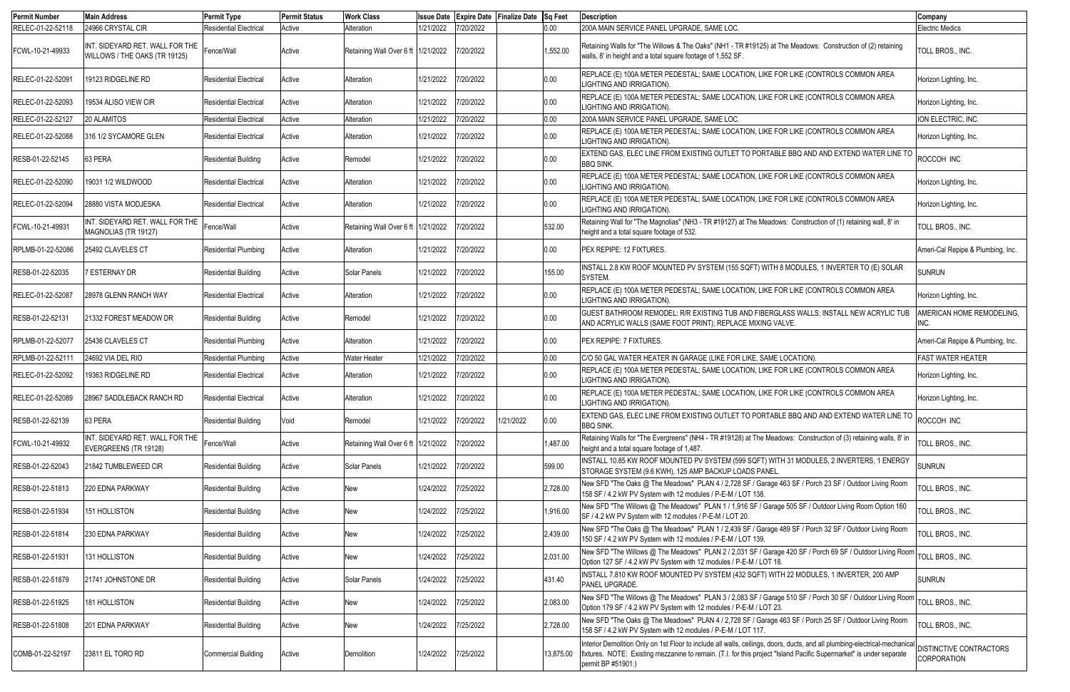| Permit Number | Main Address | Permit Type | Permit Status | Work Class | Issue Date | Expire Date | Finalize Date | Sq Feet | Description | Company |
|---|---|---|---|---|---|---|---|---|---|---|
| RELEC-01-22-52118 | 24966 CRYSTAL CIR | Residential Electrical | Active | Alteration | 1/21/2022 | 7/20/2022 | | 0.00 | 200A MAIN SERVICE PANEL UPGRADE, SAME LOC. | Electric Medics |
| FCWL-10-21-49933 | INT. SIDEYARD RET. WALL FOR THE WILLOWS / THE OAKS (TR 19125) | Fence/Wall | Active | Retaining Wall Over 6 ft | 1/21/2022 | 7/20/2022 | | 1,552.00 | Retaining Walls for "The Willows & The Oaks" (NH1 - TR #19125) at The Meadows: Construction of (2) retaining walls, 8' in height and a total square footage of 1,552 SF. | TOLL BROS., INC. |
| RELEC-01-22-52091 | 19123 RIDGELINE RD | Residential Electrical | Active | Alteration | 1/21/2022 | 7/20/2022 | | 0.00 | REPLACE (E) 100A METER PEDESTAL; SAME LOCATION, LIKE FOR LIKE (CONTROLS COMMON AREA LIGHTING AND IRRIGATION). | Horizon Lighting, Inc. |
| RELEC-01-22-52093 | 19534 ALISO VIEW CIR | Residential Electrical | Active | Alteration | 1/21/2022 | 7/20/2022 | | 0.00 | REPLACE (E) 100A METER PEDESTAL; SAME LOCATION, LIKE FOR LIKE (CONTROLS COMMON AREA LIGHTING AND IRRIGATION). | Horizon Lighting, Inc. |
| RELEC-01-22-52127 | 20 ALAMITOS | Residential Electrical | Active | Alteration | 1/21/2022 | 7/20/2022 | | 0.00 | 200A MAIN SERVICE PANEL UPGRADE, SAME LOC. | ION ELECTRIC, INC. |
| RELEC-01-22-52088 | 316 1/2 SYCAMORE GLEN | Residential Electrical | Active | Alteration | 1/21/2022 | 7/20/2022 | | 0.00 | REPLACE (E) 100A METER PEDESTAL; SAME LOCATION, LIKE FOR LIKE (CONTROLS COMMON AREA LIGHTING AND IRRIGATION). | Horizon Lighting, Inc. |
| RESB-01-22-52145 | 63 PERA | Residential Building | Active | Remodel | 1/21/2022 | 7/20/2022 | | 0.00 | EXTEND GAS, ELEC LINE FROM EXISTING OUTLET TO PORTABLE BBQ AND AND EXTEND WATER LINE TO BBQ SINK. | ROCCOH INC |
| RELEC-01-22-52090 | 19031 1/2 WILDWOOD | Residential Electrical | Active | Alteration | 1/21/2022 | 7/20/2022 | | 0.00 | REPLACE (E) 100A METER PEDESTAL; SAME LOCATION, LIKE FOR LIKE (CONTROLS COMMON AREA LIGHTING AND IRRIGATION). | Horizon Lighting, Inc. |
| RELEC-01-22-52094 | 28880 VISTA MODJESKA | Residential Electrical | Active | Alteration | 1/21/2022 | 7/20/2022 | | 0.00 | REPLACE (E) 100A METER PEDESTAL; SAME LOCATION, LIKE FOR LIKE (CONTROLS COMMON AREA LIGHTING AND IRRIGATION). | Horizon Lighting, Inc. |
| FCWL-10-21-49931 | INT. SIDEYARD RET. WALL FOR THE MAGNOLIAS (TR 19127) | Fence/Wall | Active | Retaining Wall Over 6 ft | 1/21/2022 | 7/20/2022 | | 532.00 | Retaining Wall for "The Magnolias" (NH3 - TR #19127) at The Meadows: Construction of (1) retaining wall, 8' in height and a total square footage of 532. | TOLL BROS., INC. |
| RPLMB-01-22-52086 | 25492 CLAVELES CT | Residential Plumbing | Active | Alteration | 1/21/2022 | 7/20/2022 | | 0.00 | PEX REPIPE: 12 FIXTURES. | Ameri-Cal Repipe & Plumbing, Inc. |
| RESB-01-22-52035 | 7 ESTERNAY DR | Residential Building | Active | Solar Panels | 1/21/2022 | 7/20/2022 | | 155.00 | INSTALL 2.8 KW ROOF MOUNTED PV SYSTEM (155 SQFT) WITH 8 MODULES, 1 INVERTER TO (E) SOLAR SYSTEM. | SUNRUN |
| RELEC-01-22-52087 | 28978 GLENN RANCH WAY | Residential Electrical | Active | Alteration | 1/21/2022 | 7/20/2022 | | 0.00 | REPLACE (E) 100A METER PEDESTAL; SAME LOCATION, LIKE FOR LIKE (CONTROLS COMMON AREA LIGHTING AND IRRIGATION). | Horizon Lighting, Inc. |
| RESB-01-22-52131 | 21332 FOREST MEADOW DR | Residential Building | Active | Remodel | 1/21/2022 | 7/20/2022 | | 0.00 | GUEST BATHROOM REMODEL: R/R EXISTING TUB AND FIBERGLASS WALLS; INSTALL NEW ACRYLIC TUB AND ACRYLIC WALLS (SAME FOOT PRINT); REPLACE MIXING VALVE. | AMERICAN HOME REMODELING, INC. |
| RPLMB-01-22-52077 | 25436 CLAVELES CT | Residential Plumbing | Active | Alteration | 1/21/2022 | 7/20/2022 | | 0.00 | PEX REPIPE: 7 FIXTURES. | Ameri-Cal Repipe & Plumbing, Inc. |
| RPLMB-01-22-52111 | 24692 VIA DEL RIO | Residential Plumbing | Active | Water Heater | 1/21/2022 | 7/20/2022 | | 0.00 | C/O 50 GAL WATER HEATER IN GARAGE (LIKE FOR LIKE, SAME LOCATION). | FAST WATER HEATER |
| RELEC-01-22-52092 | 19363 RIDGELINE RD | Residential Electrical | Active | Alteration | 1/21/2022 | 7/20/2022 | | 0.00 | REPLACE (E) 100A METER PEDESTAL; SAME LOCATION, LIKE FOR LIKE (CONTROLS COMMON AREA LIGHTING AND IRRIGATION). | Horizon Lighting, Inc. |
| RELEC-01-22-52089 | 28967 SADDLEBACK RANCH RD | Residential Electrical | Active | Alteration | 1/21/2022 | 7/20/2022 | | 0.00 | REPLACE (E) 100A METER PEDESTAL; SAME LOCATION, LIKE FOR LIKE (CONTROLS COMMON AREA LIGHTING AND IRRIGATION). | Horizon Lighting, Inc. |
| RESB-01-22-52139 | 63 PERA | Residential Building | Void | Remodel | 1/21/2022 | 7/20/2022 | 1/21/2022 | 0.00 | EXTEND GAS, ELEC LINE FROM EXISTING OUTLET TO PORTABLE BBQ AND AND EXTEND WATER LINE TO BBQ SINK. | ROCCOH INC |
| FCWL-10-21-49932 | INT. SIDEYARD RET. WALL FOR THE EVERGREENS (TR 19128) | Fence/Wall | Active | Retaining Wall Over 6 ft | 1/21/2022 | 7/20/2022 | | 1,487.00 | Retaining Walls for "The Evergreens" (NH4 - TR #19128) at The Meadows: Construction of (3) retaining walls, 8' in height and a total square footage of 1,487. | TOLL BROS., INC. |
| RESB-01-22-52043 | 21842 TUMBLEWEED CIR | Residential Building | Active | Solar Panels | 1/21/2022 | 7/20/2022 | | 599.00 | INSTALL 10.85 KW ROOF MOUNTED PV SYSTEM (599 SQFT) WITH 31 MODULES, 2 INVERTERS, 1 ENERGY STORAGE SYSTEM (9.6 KWH), 125 AMP BACKUP LOADS PANEL. | SUNRUN |
| RESB-01-22-51813 | 220 EDNA PARKWAY | Residential Building | Active | New | 1/24/2022 | 7/25/2022 | | 2,728.00 | New SFD "The Oaks @ The Meadows" PLAN 4 / 2,728 SF / Garage 463 SF / Porch 23 SF / Outdoor Living Room 158 SF / 4.2 kW PV System with 12 modules / P-E-M / LOT 138. | TOLL BROS., INC. |
| RESB-01-22-51934 | 151 HOLLISTON | Residential Building | Active | New | 1/24/2022 | 7/25/2022 | | 1,916.00 | New SFD "The Willows @ The Meadows" PLAN 1 / 1,916 SF / Garage 505 SF / Outdoor Living Room Option 160 SF / 4.2 kW PV System with 12 modules / P-E-M / LOT 20. | TOLL BROS., INC. |
| RESB-01-22-51814 | 230 EDNA PARKWAY | Residential Building | Active | New | 1/24/2022 | 7/25/2022 | | 2,439.00 | New SFD "The Oaks @ The Meadows" PLAN 1 / 2,439 SF / Garage 489 SF / Porch 32 SF / Outdoor Living Room 150 SF / 4.2 kW PV System with 12 modules / P-E-M / LOT 139. | TOLL BROS., INC. |
| RESB-01-22-51931 | 131 HOLLISTON | Residential Building | Active | New | 1/24/2022 | 7/25/2022 | | 2,031.00 | New SFD "The Willows @ The Meadows" PLAN 2 / 2,031 SF / Garage 420 SF / Porch 69 SF / Outdoor Living Room Option 127 SF / 4.2 kW PV System with 12 modules / P-E-M / LOT 18. | TOLL BROS., INC. |
| RESB-01-22-51879 | 21741 JOHNSTONE DR | Residential Building | Active | Solar Panels | 1/24/2022 | 7/25/2022 | | 431.40 | INSTALL 7.810 KW ROOF MOUNTED PV SYSTEM (432 SQFT) WITH 22 MODULES, 1 INVERTER, 200 AMP PANEL UPGRADE. | SUNRUN |
| RESB-01-22-51925 | 181 HOLLISTON | Residential Building | Active | New | 1/24/2022 | 7/25/2022 | | 2,083.00 | New SFD "The Willows @ The Meadows" PLAN 3 / 2,083 SF / Garage 510 SF / Porch 30 SF / Outdoor Living Room Option 179 SF / 4.2 kW PV System with 12 modules / P-E-M / LOT 23. | TOLL BROS., INC. |
| RESB-01-22-51808 | 201 EDNA PARKWAY | Residential Building | Active | New | 1/24/2022 | 7/25/2022 | | 2,728.00 | New SFD "The Oaks @ The Meadows" PLAN 4 / 2,728 SF / Garage 463 SF / Porch 25 SF / Outdoor Living Room 158 SF / 4.2 kW PV System with 12 modules / P-E-M / LOT 117. | TOLL BROS., INC. |
| COMB-01-22-52197 | 23811 EL TORO RD | Commercial Building | Active | Demolition | 1/24/2022 | 7/25/2022 | | 13,875.00 | Interior Demolition Only on 1st Floor to include all walls, ceilings, doors, ducts, and all plumbing-electrical-mechanical fixtures. NOTE: Existing mezzanine to remain. (T.I. for this project "Island Pacific Supermarket" is under separate permit BP #51901.) | DISTINCTIVE CONTRACTORS CORPORATION |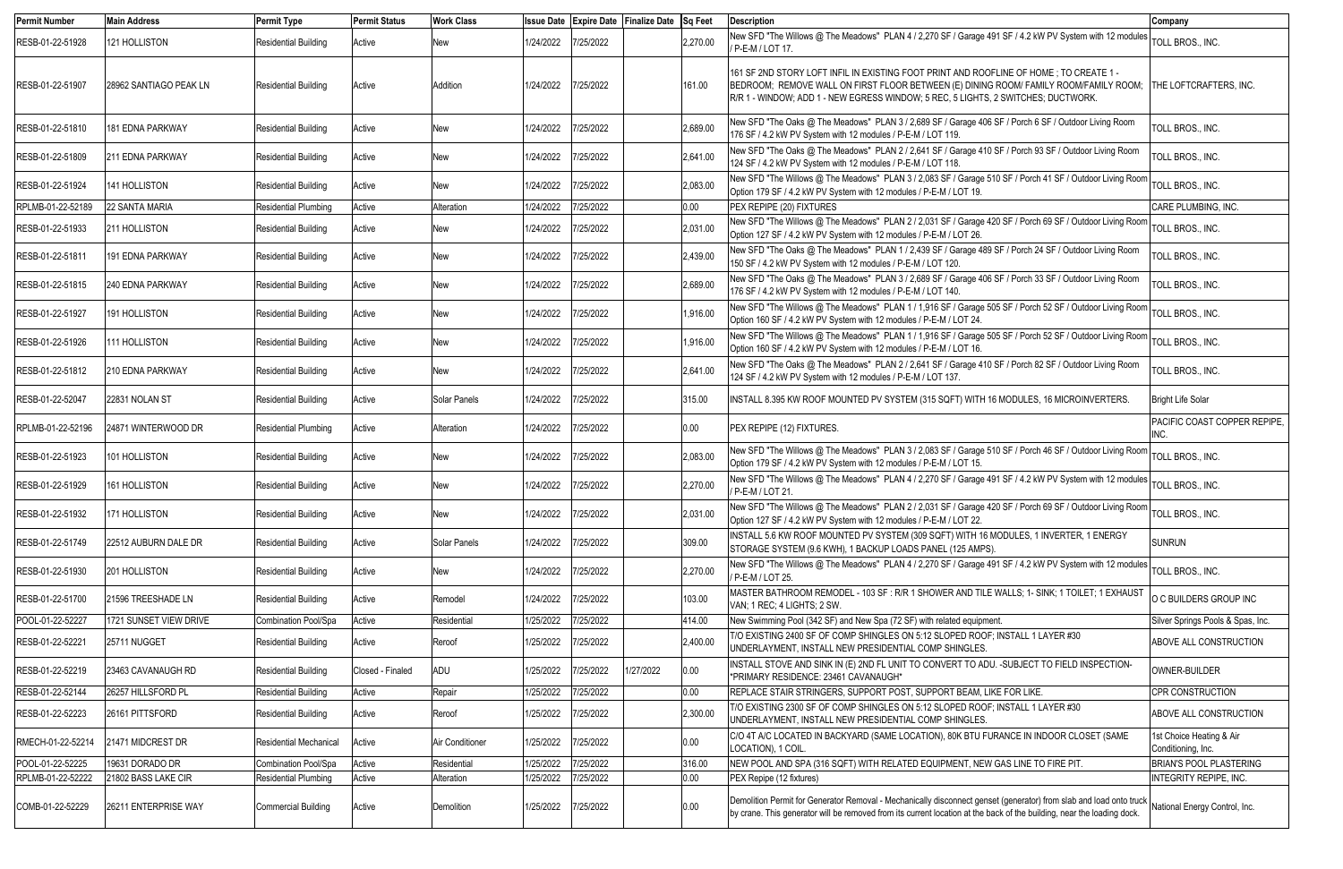| Permit Number | Main Address | Permit Type | Permit Status | Work Class | Issue Date | Expire Date | Finalize Date | Sq Feet | Description | Company |
|---|---|---|---|---|---|---|---|---|---|---|
| RESB-01-22-51928 | 121 HOLLISTON | Residential Building | Active | New | 1/24/2022 | 7/25/2022 | | 2,270.00 | New SFD "The Willows @ The Meadows" PLAN 4 / 2,270 SF / Garage 491 SF / 4.2 kW PV System with 12 modules / P-E-M / LOT 17. | TOLL BROS., INC. |
| RESB-01-22-51907 | 28962 SANTIAGO PEAK LN | Residential Building | Active | Addition | 1/24/2022 | 7/25/2022 | | 161.00 | 161 SF 2ND STORY LOFT INFIL IN EXISTING FOOT PRINT AND ROOFLINE OF HOME ; TO CREATE 1 - BEDROOM; REMOVE WALL ON FIRST FLOOR BETWEEN (E) DINING ROOM/ FAMILY ROOM/FAMILY ROOM; R/R 1 - WINDOW; ADD 1 - NEW EGRESS WINDOW; 5 REC, 5 LIGHTS, 2 SWITCHES; DUCTWORK. | THE LOFTCRAFTERS, INC. |
| RESB-01-22-51810 | 181 EDNA PARKWAY | Residential Building | Active | New | 1/24/2022 | 7/25/2022 | | 2,689.00 | New SFD "The Oaks @ The Meadows" PLAN 3 / 2,689 SF / Garage 406 SF / Porch 6 SF / Outdoor Living Room 176 SF / 4.2 kW PV System with 12 modules / P-E-M / LOT 119. | TOLL BROS., INC. |
| RESB-01-22-51809 | 211 EDNA PARKWAY | Residential Building | Active | New | 1/24/2022 | 7/25/2022 | | 2,641.00 | New SFD "The Oaks @ The Meadows" PLAN 2 / 2,641 SF / Garage 410 SF / Porch 93 SF / Outdoor Living Room 124 SF / 4.2 kW PV System with 12 modules / P-E-M / LOT 118. | TOLL BROS., INC. |
| RESB-01-22-51924 | 141 HOLLISTON | Residential Building | Active | New | 1/24/2022 | 7/25/2022 | | 2,083.00 | New SFD "The Willows @ The Meadows" PLAN 3 / 2,083 SF / Garage 510 SF / Porch 41 SF / Outdoor Living Room Option 179 SF / 4.2 kW PV System with 12 modules / P-E-M / LOT 19. | TOLL BROS., INC. |
| RPLMB-01-22-52189 | 22 SANTA MARIA | Residential Plumbing | Active | Alteration | 1/24/2022 | 7/25/2022 | | 0.00 | PEX REPIPE (20) FIXTURES | CARE PLUMBING, INC. |
| RESB-01-22-51933 | 211 HOLLISTON | Residential Building | Active | New | 1/24/2022 | 7/25/2022 | | 2,031.00 | New SFD "The Willows @ The Meadows" PLAN 2 / 2,031 SF / Garage 420 SF / Porch 69 SF / Outdoor Living Room Option 127 SF / 4.2 kW PV System with 12 modules / P-E-M / LOT 26. | TOLL BROS., INC. |
| RESB-01-22-51811 | 191 EDNA PARKWAY | Residential Building | Active | New | 1/24/2022 | 7/25/2022 | | 2,439.00 | New SFD "The Oaks @ The Meadows" PLAN 1 / 2,439 SF / Garage 489 SF / Porch 24 SF / Outdoor Living Room 150 SF / 4.2 kW PV System with 12 modules / P-E-M / LOT 120. | TOLL BROS., INC. |
| RESB-01-22-51815 | 240 EDNA PARKWAY | Residential Building | Active | New | 1/24/2022 | 7/25/2022 | | 2,689.00 | New SFD "The Oaks @ The Meadows" PLAN 3 / 2,689 SF / Garage 406 SF / Porch 33 SF / Outdoor Living Room 176 SF / 4.2 kW PV System with 12 modules / P-E-M / LOT 140. | TOLL BROS., INC. |
| RESB-01-22-51927 | 191 HOLLISTON | Residential Building | Active | New | 1/24/2022 | 7/25/2022 | | 1,916.00 | New SFD "The Willows @ The Meadows" PLAN 1 / 1,916 SF / Garage 505 SF / Porch 52 SF / Outdoor Living Room Option 160 SF / 4.2 kW PV System with 12 modules / P-E-M / LOT 24. | TOLL BROS., INC. |
| RESB-01-22-51926 | 111 HOLLISTON | Residential Building | Active | New | 1/24/2022 | 7/25/2022 | | 1,916.00 | New SFD "The Willows @ The Meadows" PLAN 1 / 1,916 SF / Garage 505 SF / Porch 52 SF / Outdoor Living Room Option 160 SF / 4.2 kW PV System with 12 modules / P-E-M / LOT 16. | TOLL BROS., INC. |
| RESB-01-22-51812 | 210 EDNA PARKWAY | Residential Building | Active | New | 1/24/2022 | 7/25/2022 | | 2,641.00 | New SFD "The Oaks @ The Meadows" PLAN 2 / 2,641 SF / Garage 410 SF / Porch 82 SF / Outdoor Living Room 124 SF / 4.2 kW PV System with 12 modules / P-E-M / LOT 137. | TOLL BROS., INC. |
| RESB-01-22-52047 | 22831 NOLAN ST | Residential Building | Active | Solar Panels | 1/24/2022 | 7/25/2022 | | 315.00 | INSTALL 8.395 KW ROOF MOUNTED PV SYSTEM (315 SQFT) WITH 16 MODULES, 16 MICROINVERTERS. | Bright Life Solar |
| RPLMB-01-22-52196 | 24871 WINTERWOOD DR | Residential Plumbing | Active | Alteration | 1/24/2022 | 7/25/2022 | | 0.00 | PEX REPIPE (12) FIXTURES. | PACIFIC COAST COPPER REPIPE, INC. |
| RESB-01-22-51923 | 101 HOLLISTON | Residential Building | Active | New | 1/24/2022 | 7/25/2022 | | 2,083.00 | New SFD "The Willows @ The Meadows" PLAN 3 / 2,083 SF / Garage 510 SF / Porch 46 SF / Outdoor Living Room Option 179 SF / 4.2 kW PV System with 12 modules / P-E-M / LOT 15. | TOLL BROS., INC. |
| RESB-01-22-51929 | 161 HOLLISTON | Residential Building | Active | New | 1/24/2022 | 7/25/2022 | | 2,270.00 | New SFD "The Willows @ The Meadows" PLAN 4 / 2,270 SF / Garage 491 SF / 4.2 kW PV System with 12 modules / P-E-M / LOT 21. | TOLL BROS., INC. |
| RESB-01-22-51932 | 171 HOLLISTON | Residential Building | Active | New | 1/24/2022 | 7/25/2022 | | 2,031.00 | New SFD "The Willows @ The Meadows" PLAN 2 / 2,031 SF / Garage 420 SF / Porch 69 SF / Outdoor Living Room Option 127 SF / 4.2 kW PV System with 12 modules / P-E-M / LOT 22. | TOLL BROS., INC. |
| RESB-01-22-51749 | 22512 AUBURN DALE DR | Residential Building | Active | Solar Panels | 1/24/2022 | 7/25/2022 | | 309.00 | INSTALL 5.6 KW ROOF MOUNTED PV SYSTEM (309 SQFT) WITH 16 MODULES, 1 INVERTER, 1 ENERGY STORAGE SYSTEM (9.6 KWH), 1 BACKUP LOADS PANEL (125 AMPS). | SUNRUN |
| RESB-01-22-51930 | 201 HOLLISTON | Residential Building | Active | New | 1/24/2022 | 7/25/2022 | | 2,270.00 | New SFD "The Willows @ The Meadows" PLAN 4 / 2,270 SF / Garage 491 SF / 4.2 kW PV System with 12 modules / P-E-M / LOT 25. | TOLL BROS., INC. |
| RESB-01-22-51700 | 21596 TREESHADE LN | Residential Building | Active | Remodel | 1/24/2022 | 7/25/2022 | | 103.00 | MASTER BATHROOM REMODEL - 103 SF : R/R 1 SHOWER AND TILE WALLS; 1- SINK; 1 TOILET; 1 EXHAUST VAN; 1 REC; 4 LIGHTS; 2 SW. | O C BUILDERS GROUP INC |
| POOL-01-22-52227 | 1721 SUNSET VIEW DRIVE | Combination Pool/Spa | Active | Residential | 1/25/2022 | 7/25/2022 | | 414.00 | New Swimming Pool (342 SF) and New Spa (72 SF) with related equipment. | Silver Springs Pools & Spas, Inc. |
| RESB-01-22-52221 | 25711 NUGGET | Residential Building | Active | Reroof | 1/25/2022 | 7/25/2022 | | 2,400.00 | T/O EXISTING 2400 SF OF COMP SHINGLES ON 5:12 SLOPED ROOF; INSTALL 1 LAYER #30 UNDERLAYMENT, INSTALL NEW PRESIDENTIAL COMP SHINGLES. | ABOVE ALL CONSTRUCTION |
| RESB-01-22-52219 | 23463 CAVANAUGH RD | Residential Building | Closed - Finaled | ADU | 1/25/2022 | 7/25/2022 | 1/27/2022 | 0.00 | INSTALL STOVE AND SINK IN (E) 2ND FL UNIT TO CONVERT TO ADU. -SUBJECT TO FIELD INSPECTION- *PRIMARY RESIDENCE: 23461 CAVANAUGH* | OWNER-BUILDER |
| RESB-01-22-52144 | 26257 HILLSFORD PL | Residential Building | Active | Repair | 1/25/2022 | 7/25/2022 | | 0.00 | REPLACE STAIR STRINGERS, SUPPORT POST, SUPPORT BEAM, LIKE FOR LIKE. | CPR CONSTRUCTION |
| RESB-01-22-52223 | 26161 PITTSFORD | Residential Building | Active | Reroof | 1/25/2022 | 7/25/2022 | | 2,300.00 | T/O EXISTING 2300 SF OF COMP SHINGLES ON 5:12 SLOPED ROOF; INSTALL 1 LAYER #30 UNDERLAYMENT, INSTALL NEW PRESIDENTIAL COMP SHINGLES. | ABOVE ALL CONSTRUCTION |
| RMECH-01-22-52214 | 21471 MIDCREST DR | Residential Mechanical | Active | Air Conditioner | 1/25/2022 | 7/25/2022 | | 0.00 | C/O 4T A/C LOCATED IN BACKYARD (SAME LOCATION), 80K BTU FURANCE IN INDOOR CLOSET (SAME LOCATION), 1 COIL. | 1st Choice Heating & Air Conditioning, Inc. |
| POOL-01-22-52225 | 19631 DORADO DR | Combination Pool/Spa | Active | Residential | 1/25/2022 | 7/25/2022 | | 316.00 | NEW POOL AND SPA (316 SQFT) WITH RELATED EQUIPMENT, NEW GAS LINE TO FIRE PIT. | BRIAN'S POOL PLASTERING |
| RPLMB-01-22-52222 | 21802 BASS LAKE CIR | Residential Plumbing | Active | Alteration | 1/25/2022 | 7/25/2022 | | 0.00 | PEX Repipe (12 fixtures) | INTEGRITY REPIPE, INC. |
| COMB-01-22-52229 | 26211 ENTERPRISE WAY | Commercial Building | Active | Demolition | 1/25/2022 | 7/25/2022 | | 0.00 | Demolition Permit for Generator Removal - Mechanically disconnect genset (generator) from slab and load onto truck by crane. This generator will be removed from its current location at the back of the building, near the loading dock. | National Energy Control, Inc. |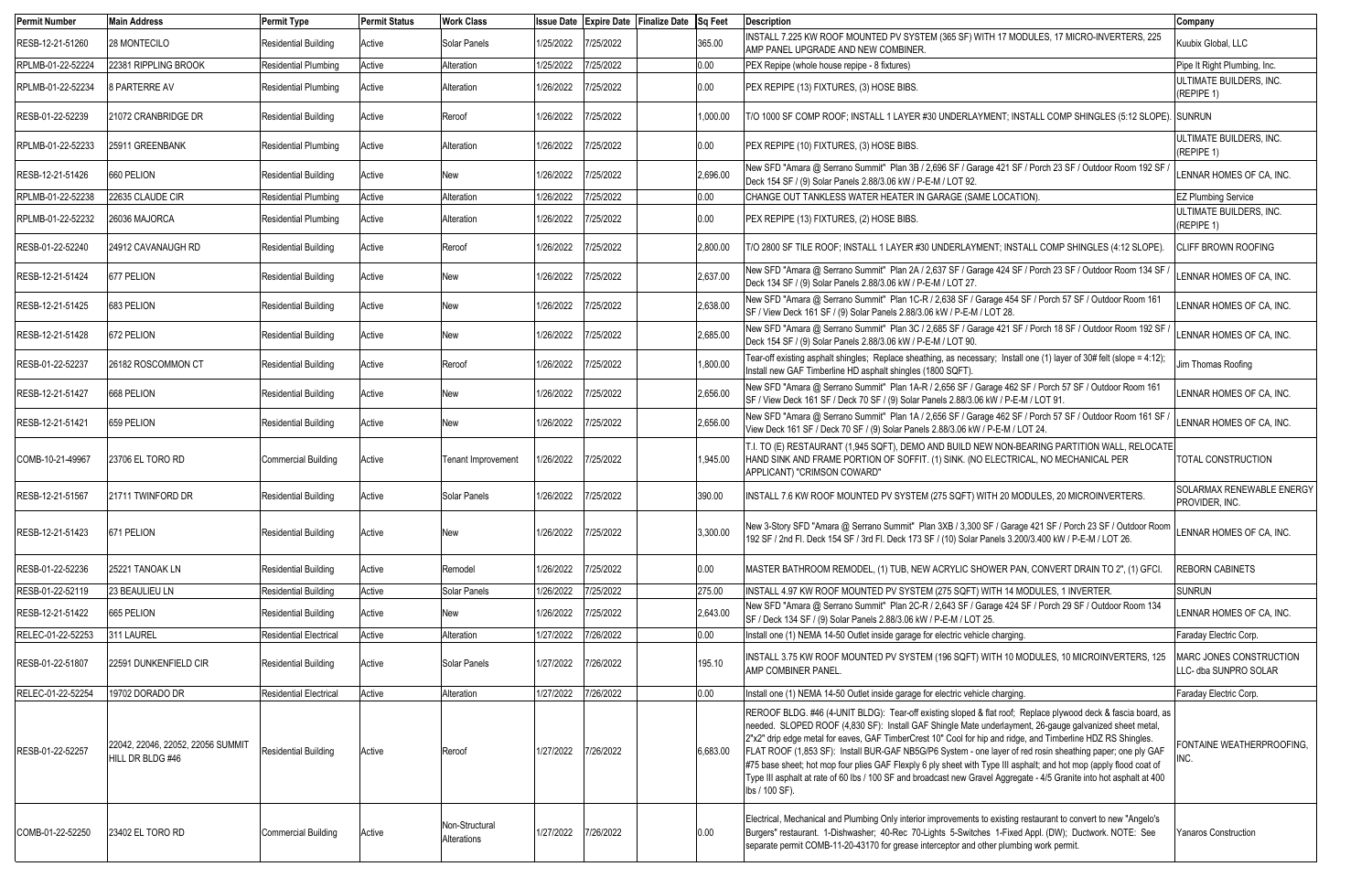| Permit Number | Main Address | Permit Type | Permit Status | Work Class | Issue Date | Expire Date | Finalize Date | Sq Feet | Description | Company |
|---|---|---|---|---|---|---|---|---|---|---|
| RESB-12-21-51260 | 28 MONTECILO | Residential Building | Active | Solar Panels | 1/25/2022 | 7/25/2022 | | 365.00 | INSTALL 7.225 KW ROOF MOUNTED PV SYSTEM (365 SF) WITH 17 MODULES, 17 MICRO-INVERTERS, 225 AMP PANEL UPGRADE AND NEW COMBINER. | Kuubix Global, LLC |
| RPLMB-01-22-52224 | 22381 RIPPLING BROOK | Residential Plumbing | Active | Alteration | 1/25/2022 | 7/25/2022 | | 0.00 | PEX Repipe (whole house repipe - 8 fixtures) | Pipe It Right Plumbing, Inc. |
| RPLMB-01-22-52234 | 8 PARTERRE AV | Residential Plumbing | Active | Alteration | 1/26/2022 | 7/25/2022 | | 0.00 | PEX REPIPE (13) FIXTURES, (3) HOSE BIBS. | ULTIMATE BUILDERS, INC. (REPIPE 1) |
| RESB-01-22-52239 | 21072 CRANBRIDGE DR | Residential Building | Active | Reroof | 1/26/2022 | 7/25/2022 | | 1,000.00 | T/O 1000 SF COMP ROOF; INSTALL 1 LAYER #30 UNDERLAYMENT; INSTALL COMP SHINGLES (5:12 SLOPE). | SUNRUN |
| RPLMB-01-22-52233 | 25911 GREENBANK | Residential Plumbing | Active | Alteration | 1/26/2022 | 7/25/2022 | | 0.00 | PEX REPIPE (10) FIXTURES, (3) HOSE BIBS. | ULTIMATE BUILDERS, INC. (REPIPE 1) |
| RESB-12-21-51426 | 660 PELION | Residential Building | Active | New | 1/26/2022 | 7/25/2022 | | 2,696.00 | New SFD "Amara @ Serrano Summit" Plan 3B / 2,696 SF / Garage 421 SF / Porch 23 SF / Outdoor Room 192 SF / Deck 154 SF / (9) Solar Panels 2.88/3.06 kW / P-E-M / LOT 92. | LENNAR HOMES OF CA, INC. |
| RPLMB-01-22-52238 | 22635 CLAUDE CIR | Residential Plumbing | Active | Alteration | 1/26/2022 | 7/25/2022 | | 0.00 | CHANGE OUT TANKLESS WATER HEATER IN GARAGE (SAME LOCATION). | EZ Plumbing Service |
| RPLMB-01-22-52232 | 26036 MAJORCA | Residential Plumbing | Active | Alteration | 1/26/2022 | 7/25/2022 | | 0.00 | PEX REPIPE (13) FIXTURES, (2) HOSE BIBS. | ULTIMATE BUILDERS, INC. (REPIPE 1) |
| RESB-01-22-52240 | 24912 CAVANAUGH RD | Residential Building | Active | Reroof | 1/26/2022 | 7/25/2022 | | 2,800.00 | T/O 2800 SF TILE ROOF; INSTALL 1 LAYER #30 UNDERLAYMENT; INSTALL COMP SHINGLES (4:12 SLOPE). | CLIFF BROWN ROOFING |
| RESB-12-21-51424 | 677 PELION | Residential Building | Active | New | 1/26/2022 | 7/25/2022 | | 2,637.00 | New SFD "Amara @ Serrano Summit" Plan 2A / 2,637 SF / Garage 424 SF / Porch 23 SF / Outdoor Room 134 SF / Deck 134 SF / (9) Solar Panels 2.88/3.06 kW / P-E-M / LOT 27. | LENNAR HOMES OF CA, INC. |
| RESB-12-21-51425 | 683 PELION | Residential Building | Active | New | 1/26/2022 | 7/25/2022 | | 2,638.00 | New SFD "Amara @ Serrano Summit" Plan 1C-R / 2,638 SF / Garage 454 SF / Porch 57 SF / Outdoor Room 161 SF / View Deck 161 SF / (9) Solar Panels 2.88/3.06 kW / P-E-M / LOT 28. | LENNAR HOMES OF CA, INC. |
| RESB-12-21-51428 | 672 PELION | Residential Building | Active | New | 1/26/2022 | 7/25/2022 | | 2,685.00 | New SFD "Amara @ Serrano Summit" Plan 3C / 2,685 SF / Garage 421 SF / Porch 18 SF / Outdoor Room 192 SF / Deck 154 SF / (9) Solar Panels 2.88/3.06 kW / P-E-M / LOT 90. | LENNAR HOMES OF CA, INC. |
| RESB-01-22-52237 | 26182 ROSCOMMON CT | Residential Building | Active | Reroof | 1/26/2022 | 7/25/2022 | | 1,800.00 | Tear-off existing asphalt shingles; Replace sheathing, as necessary; Install one (1) layer of 30# felt (slope = 4:12); Install new GAF Timberline HD asphalt shingles (1800 SQFT). | Jim Thomas Roofing |
| RESB-12-21-51427 | 668 PELION | Residential Building | Active | New | 1/26/2022 | 7/25/2022 | | 2,656.00 | New SFD "Amara @ Serrano Summit" Plan 1A-R / 2,656 SF / Garage 462 SF / Porch 57 SF / Outdoor Room 161 SF / View Deck 161 SF / Deck 70 SF / (9) Solar Panels 2.88/3.06 kW / P-E-M / LOT 91. | LENNAR HOMES OF CA, INC. |
| RESB-12-21-51421 | 659 PELION | Residential Building | Active | New | 1/26/2022 | 7/25/2022 | | 2,656.00 | New SFD "Amara @ Serrano Summit" Plan 1A / 2,656 SF / Garage 462 SF / Porch 57 SF / Outdoor Room 161 SF / View Deck 161 SF / Deck 70 SF / (9) Solar Panels 2.88/3.06 kW / P-E-M / LOT 24. | LENNAR HOMES OF CA, INC. |
| COMB-10-21-49967 | 23706 EL TORO RD | Commercial Building | Active | Tenant Improvement | 1/26/2022 | 7/25/2022 | | 1,945.00 | T.I. TO (E) RESTAURANT (1,945 SQFT), DEMO AND BUILD NEW NON-BEARING PARTITION WALL, RELOCATE HAND SINK AND FRAME PORTION OF SOFFIT. (1) SINK. (NO ELECTRICAL, NO MECHANICAL PER APPLICANT) "CRIMSON COWARD" | TOTAL CONSTRUCTION |
| RESB-12-21-51567 | 21711 TWINFORD DR | Residential Building | Active | Solar Panels | 1/26/2022 | 7/25/2022 | | 390.00 | INSTALL 7.6 KW ROOF MOUNTED PV SYSTEM (275 SQFT) WITH 20 MODULES, 20 MICROINVERTERS. | SOLARMAX RENEWABLE ENERGY PROVIDER, INC. |
| RESB-12-21-51423 | 671 PELION | Residential Building | Active | New | 1/26/2022 | 7/25/2022 | | 3,300.00 | New 3-Story SFD "Amara @ Serrano Summit" Plan 3XB / 3,300 SF / Garage 421 SF / Porch 23 SF / Outdoor Room 192 SF / 2nd Fl. Deck 154 SF / 3rd Fl. Deck 173 SF / (10) Solar Panels 3.200/3.400 kW / P-E-M / LOT 26. | LENNAR HOMES OF CA, INC. |
| RESB-01-22-52236 | 25221 TANOAK LN | Residential Building | Active | Remodel | 1/26/2022 | 7/25/2022 | | 0.00 | MASTER BATHROOM REMODEL, (1) TUB, NEW ACRYLIC SHOWER PAN, CONVERT DRAIN TO 2", (1) GFCI. | REBORN CABINETS |
| RESB-01-22-52119 | 23 BEAULIEU LN | Residential Building | Active | Solar Panels | 1/26/2022 | 7/25/2022 | | 275.00 | INSTALL 4.97 KW ROOF MOUNTED PV SYSTEM (275 SQFT) WITH 14 MODULES, 1 INVERTER. | SUNRUN |
| RESB-12-21-51422 | 665 PELION | Residential Building | Active | New | 1/26/2022 | 7/25/2022 | | 2,643.00 | New SFD "Amara @ Serrano Summit" Plan 2C-R / 2,643 SF / Garage 424 SF / Porch 29 SF / Outdoor Room 134 SF / Deck 134 SF / (9) Solar Panels 2.88/3.06 kW / P-E-M / LOT 25. | LENNAR HOMES OF CA, INC. |
| RELEC-01-22-52253 | 311 LAUREL | Residential Electrical | Active | Alteration | 1/27/2022 | 7/26/2022 | | 0.00 | Install one (1) NEMA 14-50 Outlet inside garage for electric vehicle charging. | Faraday Electric Corp. |
| RESB-01-22-51807 | 22591 DUNKENFIELD CIR | Residential Building | Active | Solar Panels | 1/27/2022 | 7/26/2022 | | 195.10 | INSTALL 3.75 KW ROOF MOUNTED PV SYSTEM (196 SQFT) WITH 10 MODULES, 10 MICROINVERTERS, 125 AMP COMBINER PANEL. | MARC JONES CONSTRUCTION LLC- dba SUNPRO SOLAR |
| RELEC-01-22-52254 | 19702 DORADO DR | Residential Electrical | Active | Alteration | 1/27/2022 | 7/26/2022 | | 0.00 | Install one (1) NEMA 14-50 Outlet inside garage for electric vehicle charging. | Faraday Electric Corp. |
| RESB-01-22-52257 | 22042, 22046, 22052, 22056 SUMMIT HILL DR BLDG #46 | Residential Building | Active | Reroof | 1/27/2022 | 7/26/2022 | | 6,683.00 | REROOF BLDG. #46 (4-UNIT BLDG): Tear-off existing sloped & flat roof; Replace plywood deck & fascia board, as needed. SLOPED ROOF (4,830 SF): Install GAF Shingle Mate underlayment, 26-gauge galvanized sheet metal, 2"x2" drip edge metal for eaves, GAF TimberCrest 10" Cool for hip and ridge, and Timberline HDZ RS Shingles. FLAT ROOF (1,853 SF): Install BUR-GAF NB5G/P6 System - one layer of red rosin sheathing paper; one ply GAF #75 base sheet; hot mop four plies GAF Flexply 6 ply sheet with Type III asphalt; and hot mop (apply flood coat of Type III asphalt at rate of 60 lbs / 100 SF and broadcast new Gravel Aggregate - 4/5 Granite into hot asphalt at 400 lbs / 100 SF). | FONTAINE WEATHERPROOFING, INC. |
| COMB-01-22-52250 | 23402 EL TORO RD | Commercial Building | Active | Non-Structural Alterations | 1/27/2022 | 7/26/2022 | | 0.00 | Electrical, Mechanical and Plumbing Only interior improvements to existing restaurant to convert to new "Angelo's Burgers" restaurant. 1-Dishwasher; 40-Rec 70-Lights 5-Switches 1-Fixed Appl. (DW); Ductwork. NOTE: See separate permit COMB-11-20-43170 for grease interceptor and other plumbing work permit. | Yanaros Construction |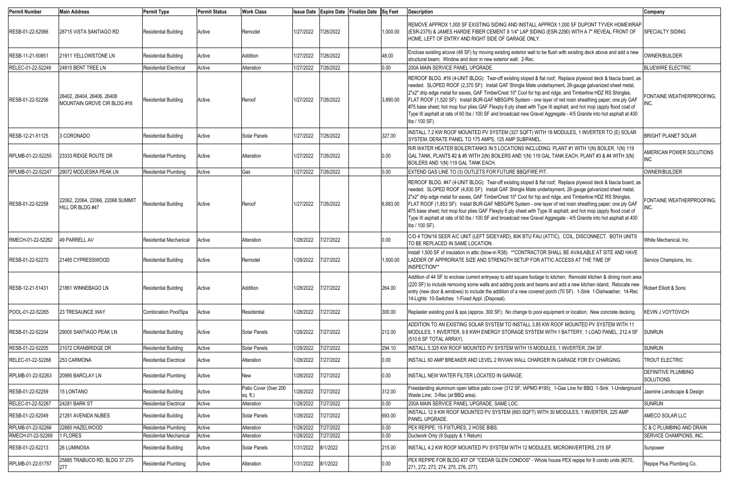| Permit Number | Main Address | Permit Type | Permit Status | Work Class | Issue Date | Expire Date | Finalize Date | Sq Feet | Description | Company |
|---|---|---|---|---|---|---|---|---|---|---|
| RESB-01-22-52066 | 28715 VISTA SANTIAGO RD | Residential Building | Active | Remodel | 1/27/2022 | 7/26/2022 | | 1,000.00 | REMOVE APPROX 1,000 SF EXISTING SIDING AND INSTALL APPROX 1,000 SF DUPONT TYVEK HOMEWRAP (ESR-2375) & JAMES HARDIE FIBER CEMENT 8 1/4" LAP SIDING (ESR-2290) WITH A 7" REVEAL FRONT OF HOME, LEFT OF ENTRY AND RIGHT SIDE OF GARAGE ONLY. | SPECIALTY SIDING |
| RESB-11-21-50851 | 21911 YELLOWSTONE LN | Residential Building | Active | Addition | 1/27/2022 | 7/26/2022 | | 48.00 | Enclose existing alcove (48 SF) by moving existing exterior wall to be flush with existing deck above and add a new structural beam; Window and door in new exterior wall; 2-Rec. | OWNER/BUILDER |
| RELEC-01-22-52249 | 24815 BENT TREE LN | Residential Electrical | Active | Alteration | 1/27/2022 | 7/26/2022 | | 0.00 | 200A MAIN SERVICE PANEL UPGRADE. | BLUEWIRE ELECTRIC |
| RESB-01-22-52256 | 26402, 26404, 26406, 26408 MOUNTAIN GROVE CIR BLDG #16 | Residential Building | Active | Reroof | 1/27/2022 | 7/26/2022 | | 3,890.00 | REROOF BLDG. #16 (4-UNIT BLDG): Tear-off existing sloped & flat roof; Replace plywood deck & fascia board, as needed. SLOPED ROOF (2,370 SF): Install GAF Shingle Mate underlayment, 26-gauge galvanized sheet metal, 2"x2" drip edge metal for eaves, GAF TimberCrest 10" Cool for hip and ridge, and Timberline HDZ RS Shingles. FLAT ROOF (1,520 SF): Install BUR-GAF NB5G/P6 System - one layer of red rosin sheathing paper; one ply GAF #75 base sheet; hot mop four plies GAF Flexply 6 ply sheet with Type III asphalt; and hot mop (apply flood coat of Type III asphalt at rate of 60 lbs / 100 SF and broadcast new Gravel Aggregate - 4/5 Granite into hot asphalt at 400 lbs / 100 SF). | FONTAINE WEATHERPROOFING, INC. |
| RESB-12-21-51125 | 3 CORONADO | Residential Building | Active | Solar Panels | 1/27/2022 | 7/26/2022 | | 327.00 | INSTALL 7.2 KW ROOF MOUNTED PV SYSTEM (327 SQFT) WITH 18 MODULES, 1 INVERTER TO (E) SOLAR SYSTEM, DERATE PANEL TO 175 AMPS, 125 AMP SUBPANEL. | BRIGHT PLANET SOLAR |
| RPLMB-01-22-52255 | 23333 RIDGE ROUTE DR | Residential Plumbing | Active | Alteration | 1/27/2022 | 7/26/2022 | | 0.00 | R/R WATER HEATER BOILER/TANKS IN 5 LOCATIONS INCLUDING: PLANT #1 WITH 1(N) BOILER, 1(N) 119 GAL TANK, PLANTS #2 & #5 WITH 2(N) BOILERS AND 1(N) 119 GAL TANK EACH, PLANT #3 & #4 WITH 3(N) BOILERS AND 1(N) 119 GAL TANK EACH. | AMERICAN POWER SOLUTIONS INC |
| RPLMB-01-22-52247 | 29072 MODJESKA PEAK LN | Residential Plumbing | Active | Gas | 1/27/2022 | 7/26/2022 | | 0.00 | EXTEND GAS LINE TO (3) OUTLETS FOR FUTURE BBQ/FIRE PIT. | OWNER/BUILDER |
| RESB-01-22-52258 | 22062, 22064, 22066, 22068 SUMMIT HILL DR BLDG #47 | Residential Building | Active | Reroof | 1/27/2022 | 7/26/2022 | | 6,683.00 | REROOF BLDG. #47 (4-UNIT BLDG): Tear-off existing sloped & flat roof; Replace plywood deck & fascia board, as needed. SLOPED ROOF (4,830 SF): Install GAF Shingle Mate underlayment, 26-gauge galvanized sheet metal, 2"x2" drip edge metal for eaves, GAF TimberCrest 10" Cool for hip and ridge, and Timberline HDZ RS Shingles. FLAT ROOF (1,853 SF): Install BUR-GAF NB5G/P6 System - one layer of red rosin sheathing paper; one ply GAF #75 base sheet; hot mop four plies GAF Flexply 6 ply sheet with Type III asphalt; and hot mop (apply flood coat of Type III asphalt at rate of 60 lbs / 100 SF and broadcast new Gravel Aggregate - 4/5 Granite into hot asphalt at 400 lbs / 100 SF). | FONTAINE WEATHERPROOFING, INC. |
| RMECH-01-22-52262 | 49 PARRELL AV | Residential Mechanical | Active | Alteration | 1/28/2022 | 7/27/2022 | | 0.00 | C/O 4 TON/16 SEER A/C UNIT (LEFT SIDEYARD), 80K BTU FAU (ATTIC), COIL, DISCONNECT. BOTH UNITS TO BE REPLACED IN SAME LOCATION. | White Mechanical, Inc. |
| RESB-01-22-52270 | 21485 CYPRESSWOOD | Residential Building | Active | Remodel | 1/28/2022 | 7/27/2022 | | 1,500.00 | Install 1,500 SF of insulation in attic (blow-in R38). **CONTRACTOR SHALL BE AVAILABLE AT SITE AND HAVE LADDER OF APPRORIATE SIZE AND STRENGTH SETUP FOR ATTIC ACCESS AT THE TIME OF INSPECTION** | Service Champions, Inc. |
| RESB-12-21-51431 | 21861 WINNEBAGO LN | Residential Building | Active | Addition | 1/28/2022 | 7/27/2022 | | 264.00 | Addition of 44 SF to enclose current entryway to add square footage to kitchen; Remodel kitchen & dining room area (220 SF) to include removing some walls and adding posts and beams and add a new kitchen island; Relocate new entry (new door & windows) to include the addition of a new covered porch (70 SF). 1-Sink 1-Dishwasher; 14-Rec 14-Lights 10-Switches 1-Fixed Appl. (Disposal). | Robert Elliott & Sons |
| POOL-01-22-52265 | 23 TRESAUNCE WAY | Combination Pool/Spa | Active | Residential | 1/28/2022 | 7/27/2022 | | 300.00 | Replaster existing pool & spa (approx. 300 SF); No change to pool equipment or location; New concrete decking. | KEVIN J VOYTOVICH |
| RESB-01-22-52204 | 29005 SANTIAGO PEAK LN | Residential Building | Active | Solar Panels | 1/28/2022 | 7/27/2022 | | 212.00 | ADDITION TO AN EXISTING SOLAR SYSTEM TO INSTALL 3.85 KW ROOF MOUNTED PV SYSTEM WITH 11 MODULES, 1 INVERTER, 9.8 KWH ENERGY STORAGE SYSTEM WITH 1 BATTERY, 1 LOAD PANEL, 212.4 SF (510.6 SF TOTAL ARRAY). | SUNRUN |
| RESB-01-22-52205 | 21072 CRANBRIDGE DR | Residential Building | Active | Solar Panels | 1/28/2022 | 7/27/2022 | | 294.10 | INSTALL 5.325 KW ROOF MOUNTED PV SYSTEM WITH 15 MODULES, 1 INVERTER, 294 SF. | SUNRUN |
| RELEC-01-22-52268 | 253 CARMONA | Residential Electrical | Active | Alteration | 1/28/2022 | 7/27/2022 | | 0.00 | INSTALL 60 AMP BREAKER AND LEVEL 2 RIVIAN WALL CHARGER IN GARAGE FOR EV CHARGING. | TROUT ELECTRIC |
| RPLMB-01-22-52263 | 20995 BARCLAY LN | Residential Plumbing | Active | New | 1/28/2022 | 7/27/2022 | | 0.00 | INSTALL NEW WATER FILTER LOCATED IN GARAGE. | DEFINITIVE PLUMBING SOLUTIONS |
| RESB-01-22-52259 | 15 LONTANO | Residential Building | Active | Patio Cover (0ver 200 sq. ft.) | 1/28/2022 | 7/27/2022 | | 312.00 | Freestanding aluminum open lattice patio cover (312 SF; IAPMO #195); 1-Gas Line for BBQ 1-Sink 1-Underground Waste Line; 3-Rec (at BBQ area). | Jasmine Landscape & Design |
| RELEC-01-22-52267 | 24281 BARK ST | Residential Electrical | Active | Alteration | 1/28/2022 | 7/27/2022 | | 0.00 | 200A MAIN SERVICE PANEL UPGRADE, SAME LOC. | SUNRUN |
| RESB-01-22-52049 | 21281 AVENIDA NUBES | Residential Building | Active | Solar Panels | 1/28/2022 | 7/27/2022 | | 693.00 | INSTALL 12.9 KW ROOF MOUNTED PV SYSTEM (693 SQFT) WITH 30 MODULES, 1 INVERTER, 225 AMP PANEL UPGRADE. | AMECO SOLAR LLC |
| RPLMB-01-22-52266 | 22885 HAZELWOOD | Residential Plumbing | Active | Alteration | 1/28/2022 | 7/27/2022 | | 0.00 | PEX REPIPE: 15 FIXTURES, 2 HOSE BIBS. | C & C PLUMBING AND DRAIN |
| RMECH-01-22-52269 | 1 FLORES | Residential Mechanical | Active | Alteration | 1/28/2022 | 7/27/2022 | | 0.00 | Ductwork Only (9 Supply & 1 Return) | SERVICE CHAMPIONS, INC. |
| RESB-01-22-52213 | 26 LUMINOSA | Residential Building | Active | Solar Panels | 1/31/2022 | 8/1/2022 | | 215.00 | INSTALL 4.2 KW ROOF MOUNTED PV SYSTEM WITH 12 MODULES, MICROINVERTERS, 215 SF. | Sunpower |
| RPLMB-01-22-51757 | 25885 TRABUCO RD, BLDG 37 270-277 | Residential Plumbing | Active | Alteration | 1/31/2022 | 8/1/2022 | | 0.00 | PEX REPIPE FOR BLDG #37 OF "CEDAR GLEN CONDOS" - Whole house PEX repipe for 8 condo units (#270, 271, 272, 273, 274, 275, 276, 277). | Repipe Plus Plumbing Co. |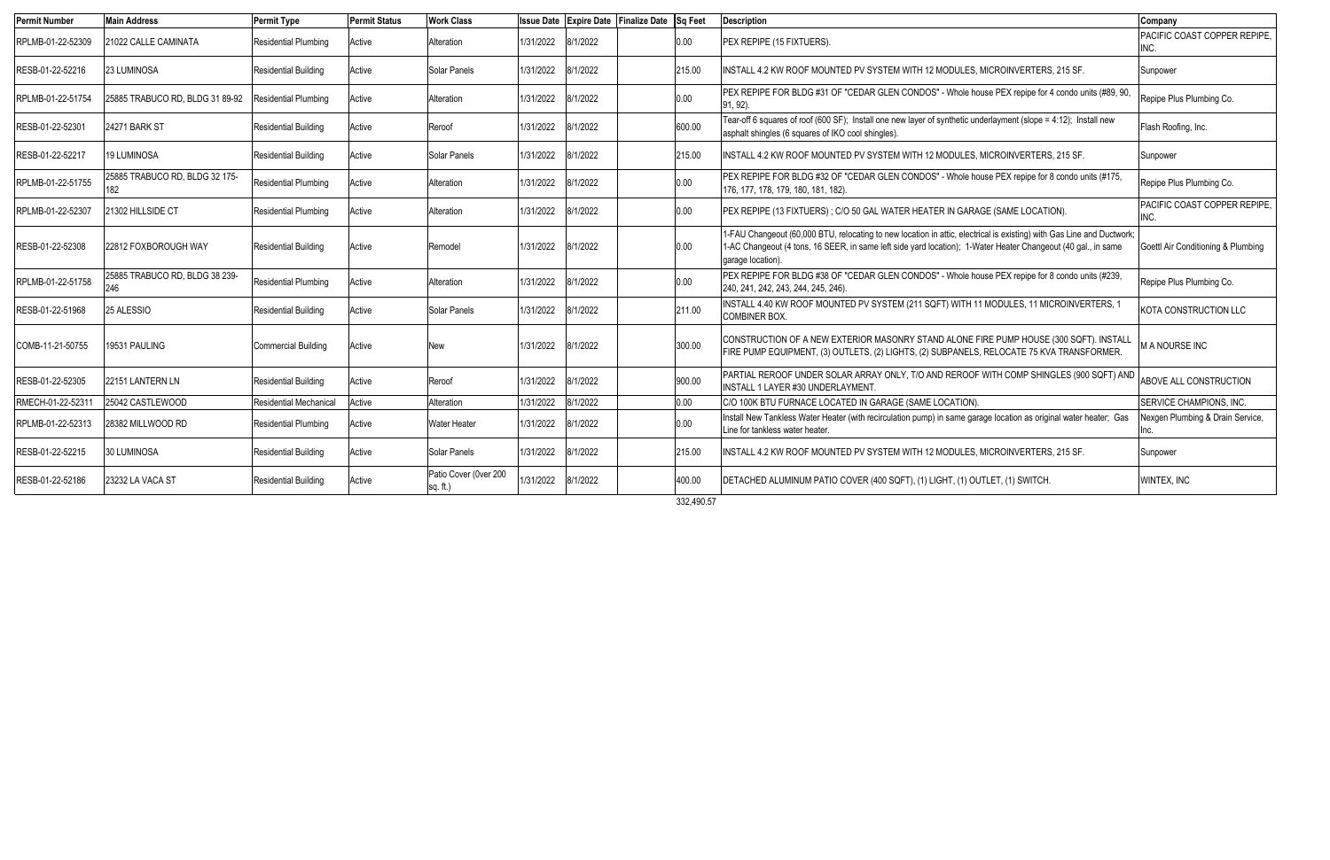| Permit Number | Main Address | Permit Type | Permit Status | Work Class | Issue Date | Expire Date | Finalize Date | Sq Feet | Description | Company |
|---|---|---|---|---|---|---|---|---|---|---|
| RPLMB-01-22-52309 | 21022 CALLE CAMINATA | Residential Plumbing | Active | Alteration | 1/31/2022 | 8/1/2022 | | 0.00 | PEX REPIPE (15 FIXTURES). | PACIFIC COAST COPPER REPIPE, INC. |
| RESB-01-22-52216 | 23 LUMINOSA | Residential Building | Active | Solar Panels | 1/31/2022 | 8/1/2022 | | 215.00 | INSTALL 4.2 KW ROOF MOUNTED PV SYSTEM WITH 12 MODULES, MICROINVERTERS, 215 SF. | Sunpower |
| RPLMB-01-22-51754 | 25885 TRABUCO RD, BLDG 31 89-92 | Residential Plumbing | Active | Alteration | 1/31/2022 | 8/1/2022 | | 0.00 | PEX REPIPE FOR BLDG #31 OF "CEDAR GLEN CONDOS" - Whole house PEX repipe for 4 condo units (#89, 90, 91, 92). | Repipe Plus Plumbing Co. |
| RESB-01-22-52301 | 24271 BARK ST | Residential Building | Active | Reroof | 1/31/2022 | 8/1/2022 | | 600.00 | Tear-off 6 squares of roof (600 SF); Install one new layer of synthetic underlayment (slope = 4:12); Install new asphalt shingles (6 squares of IKO cool shingles). | Flash Roofing, Inc. |
| RESB-01-22-52217 | 19 LUMINOSA | Residential Building | Active | Solar Panels | 1/31/2022 | 8/1/2022 | | 215.00 | INSTALL 4.2 KW ROOF MOUNTED PV SYSTEM WITH 12 MODULES, MICROINVERTERS, 215 SF. | Sunpower |
| RPLMB-01-22-51755 | 25885 TRABUCO RD, BLDG 32 175-182 | Residential Plumbing | Active | Alteration | 1/31/2022 | 8/1/2022 | | 0.00 | PEX REPIPE FOR BLDG #32 OF "CEDAR GLEN CONDOS" - Whole house PEX repipe for 8 condo units (#175, 176, 177, 178, 179, 180, 181, 182). | Repipe Plus Plumbing Co. |
| RPLMB-01-22-52307 | 21302 HILLSIDE CT | Residential Plumbing | Active | Alteration | 1/31/2022 | 8/1/2022 | | 0.00 | PEX REPIPE (13 FIXTUERS) ; C/O 50 GAL WATER HEATER IN GARAGE (SAME LOCATION). | PACIFIC COAST COPPER REPIPE, INC. |
| RESB-01-22-52308 | 22812 FOXBOROUGH WAY | Residential Building | Active | Remodel | 1/31/2022 | 8/1/2022 | | 0.00 | 1-FAU Changeout (60,000 BTU, relocating to new location in attic, electrical is existing) with Gas Line and Ductwork; 1-AC Changeout (4 tons, 16 SEER, in same left side yard location); 1-Water Heater Changeout (40 gal., in same garage location). | Goettl Air Conditioning & Plumbing |
| RPLMB-01-22-51758 | 25885 TRABUCO RD, BLDG 38 239-246 | Residential Plumbing | Active | Alteration | 1/31/2022 | 8/1/2022 | | 0.00 | PEX REPIPE FOR BLDG #38 OF "CEDAR GLEN CONDOS" - Whole house PEX repipe for 8 condo units (#239, 240, 241, 242, 243, 244, 245, 246). | Repipe Plus Plumbing Co. |
| RESB-01-22-51968 | 25 ALESSIO | Residential Building | Active | Solar Panels | 1/31/2022 | 8/1/2022 | | 211.00 | INSTALL 4.40 KW ROOF MOUNTED PV SYSTEM (211 SQFT) WITH 11 MODULES, 11 MICROINVERTERS, 1 COMBINER BOX. | KOTA CONSTRUCTION LLC |
| COMB-11-21-50755 | 19531 PAULING | Commercial Building | Active | New | 1/31/2022 | 8/1/2022 | | 300.00 | CONSTRUCTION OF A NEW EXTERIOR MASONRY STAND ALONE FIRE PUMP HOUSE (300 SQFT). INSTALL FIRE PUMP EQUIPMENT, (3) OUTLETS, (2) LIGHTS, (2) SUBPANELS, RELOCATE 75 KVA TRANSFORMER. | M A NOURSE INC |
| RESB-01-22-52305 | 22151 LANTERN LN | Residential Building | Active | Reroof | 1/31/2022 | 8/1/2022 | | 900.00 | PARTIAL REROOF UNDER SOLAR ARRAY ONLY, T/O AND REROOF WITH COMP SHINGLES (900 SQFT) AND INSTALL 1 LAYER #30 UNDERLAYMENT. | ABOVE ALL CONSTRUCTION |
| RMECH-01-22-52311 | 25042 CASTLEWOOD | Residential Mechanical | Active | Alteration | 1/31/2022 | 8/1/2022 | | 0.00 | C/O 100K BTU FURNACE LOCATED IN GARAGE (SAME LOCATION). | SERVICE CHAMPIONS, INC. |
| RPLMB-01-22-52313 | 28382 MILLWOOD RD | Residential Plumbing | Active | Water Heater | 1/31/2022 | 8/1/2022 | | 0.00 | Install New Tankless Water Heater (with recirculation pump) in same garage location as original water heater; Gas Line for tankless water heater. | Nexgen Plumbing & Drain Service, Inc. |
| RESB-01-22-52215 | 30 LUMINOSA | Residential Building | Active | Solar Panels | 1/31/2022 | 8/1/2022 | | 215.00 | INSTALL 4.2 KW ROOF MOUNTED PV SYSTEM WITH 12 MODULES, MICROINVERTERS, 215 SF. | Sunpower |
| RESB-01-22-52186 | 23232 LA VACA ST | Residential Building | Active | Patio Cover (0ver 200 sq. ft.) | 1/31/2022 | 8/1/2022 | | 400.00 | DETACHED ALUMINUM PATIO COVER (400 SQFT), (1) LIGHT, (1) OUTLET, (1) SWITCH. | WINTEX, INC |
| | | | | | | | | 332,490.57 | | |